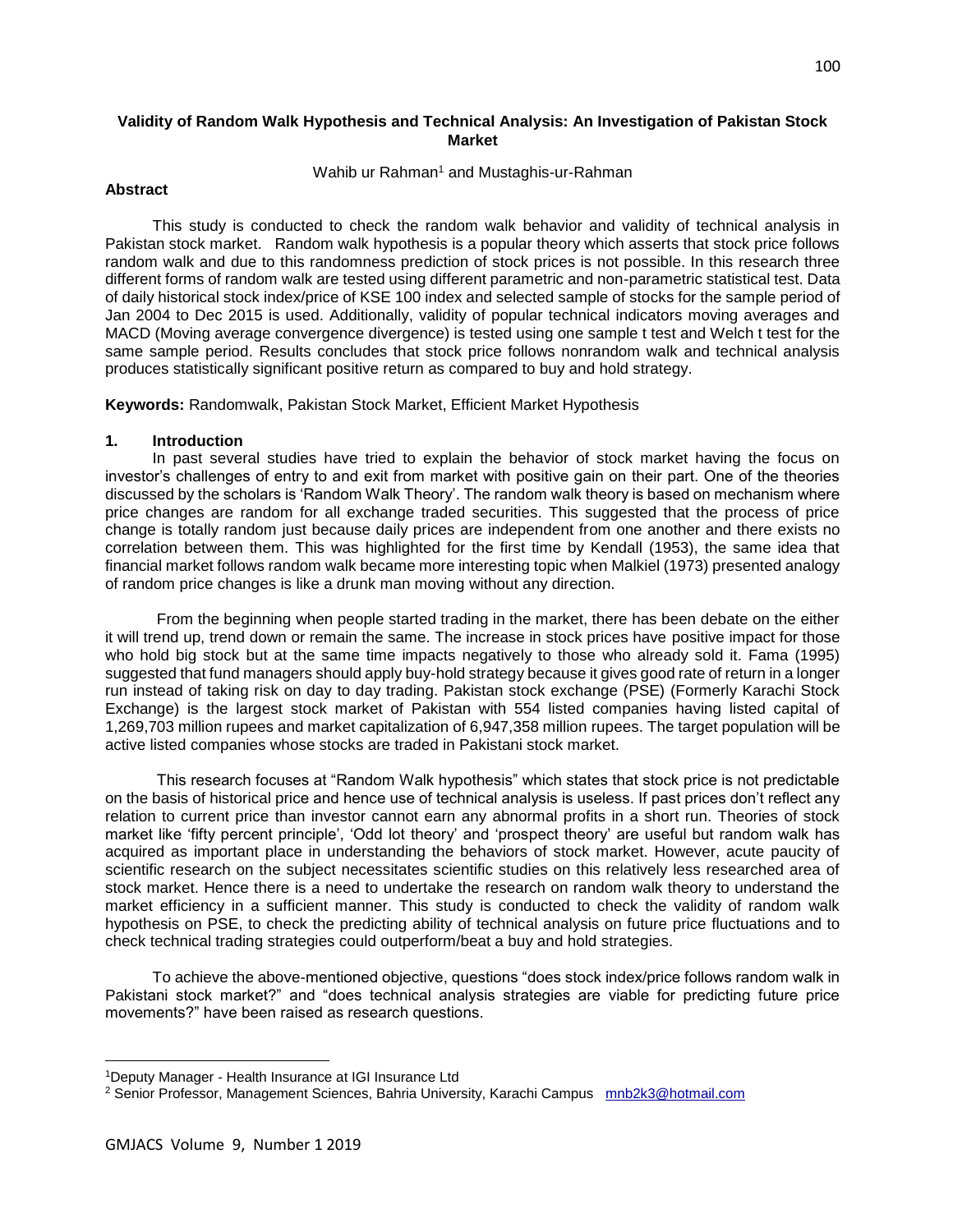# Validity of Random Walk Hypothesis and Technical Analysis: An Investigation of Pakistan Stock Market

Wahib ur Rahman[1] and Mustaghis-ur-Rahman

**Abstract**

This study is conducted to check the random walk behavior and validity of technical analysis in Pakistan stock market. Random walk hypothesis is a popular theory which asserts that stock price follows random walk and due to this randomness prediction of stock prices is not possible. In this research three different forms of random walk are tested using different parametric and non-parametric statistical test. Data of daily historical stock index/price of KSE 100 index and selected sample of stocks for the sample period of Jan 2004 to Dec 2015 is used. Additionally, validity of popular technical indicators moving averages and MACD (Moving average convergence divergence) is tested using one sample t test and Welch t test for the same sample period. Results concludes that stock price follows nonrandom walk and technical analysis produces statistically significant positive return as compared to buy and hold strategy.

**Keywords:** Randomwalk, Pakistan Stock Market, Efficient Market Hypothesis

## 1. Introduction

In past several studies have tried to explain the behavior of stock market having the focus on investor's challenges of entry to and exit from market with positive gain on their part. One of the theories discussed by the scholars is 'Random Walk Theory'. The random walk theory is based on mechanism where price changes are random for all exchange traded securities. This suggested that the process of price change is totally random just because daily prices are independent from one another and there exists no correlation between them. This was highlighted for the first time by Kendall (1953), the same idea that financial market follows random walk became more interesting topic when Malkiel (1973) presented analogy of random price changes is like a drunk man moving without any direction.

From the beginning when people started trading in the market, there has been debate on the either it will trend up, trend down or remain the same. The increase in stock prices have positive impact for those who hold big stock but at the same time impacts negatively to those who already sold it. Fama (1995) suggested that fund managers should apply buy-hold strategy because it gives good rate of return in a longer run instead of taking risk on day to day trading. Pakistan stock exchange (PSE) (Formerly Karachi Stock Exchange) is the largest stock market of Pakistan with 554 listed companies having listed capital of 1,269,703 million rupees and market capitalization of 6,947,358 million rupees. The target population will be active listed companies whose stocks are traded in Pakistani stock market.

This research focuses at "Random Walk hypothesis" which states that stock price is not predictable on the basis of historical price and hence use of technical analysis is useless. If past prices don't reflect any relation to current price than investor cannot earn any abnormal profits in a short run. Theories of stock market like 'fifty percent principle', 'Odd lot theory' and 'prospect theory' are useful but random walk has acquired as important place in understanding the behaviors of stock market. However, acute paucity of scientific research on the subject necessitates scientific studies on this relatively less researched area of stock market. Hence there is a need to undertake the research on random walk theory to understand the market efficiency in a sufficient manner. This study is conducted to check the validity of random walk hypothesis on PSE, to check the predicting ability of technical analysis on future price fluctuations and to check technical trading strategies could outperform/beat a buy and hold strategies.

To achieve the above-mentioned objective, questions "does stock index/price follows random walk in Pakistani stock market?" and "does technical analysis strategies are viable for predicting future price movements?" have been raised as research questions.

---

[1]Deputy Manager - Health Insurance at IGI Insurance Ltd

[2] Senior Professor, Management Sciences, Bahria University, Karachi Campus mnb2k3@hotmail.com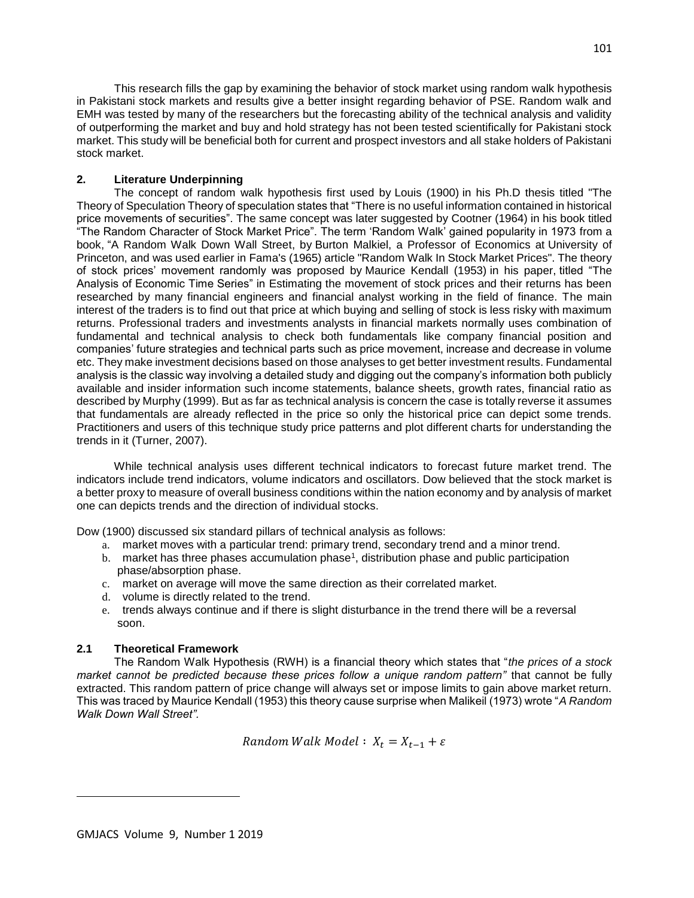This research fills the gap by examining the behavior of stock market using random walk hypothesis in Pakistani stock markets and results give a better insight regarding behavior of PSE. Random walk and EMH was tested by many of the researchers but the forecasting ability of the technical analysis and validity of outperforming the market and buy and hold strategy has not been tested scientifically for Pakistani stock market. This study will be beneficial both for current and prospect investors and all stake holders of Pakistani stock market.

## 2. Literature Underpinning

The concept of random walk hypothesis first used by Louis (1900) in his Ph.D thesis titled "The Theory of Speculation Theory of speculation states that "There is no useful information contained in historical price movements of securities". The same concept was later suggested by Cootner (1964) in his book titled "The Random Character of Stock Market Price". The term 'Random Walk' gained popularity in 1973 from a book, "A Random Walk Down Wall Street, by Burton Malkiel, a Professor of Economics at University of Princeton, and was used earlier in Fama's (1965) article "Random Walk In Stock Market Prices". The theory of stock prices' movement randomly was proposed by Maurice Kendall (1953) in his paper, titled "The Analysis of Economic Time Series" in Estimating the movement of stock prices and their returns has been researched by many financial engineers and financial analyst working in the field of finance. The main interest of the traders is to find out that price at which buying and selling of stock is less risky with maximum returns. Professional traders and investments analysts in financial markets normally uses combination of fundamental and technical analysis to check both fundamentals like company financial position and companies' future strategies and technical parts such as price movement, increase and decrease in volume etc. They make investment decisions based on those analyses to get better investment results. Fundamental analysis is the classic way involving a detailed study and digging out the company's information both publicly available and insider information such income statements, balance sheets, growth rates, financial ratio as described by Murphy (1999). But as far as technical analysis is concern the case is totally reverse it assumes that fundamentals are already reflected in the price so only the historical price can depict some trends. Practitioners and users of this technique study price patterns and plot different charts for understanding the trends in it (Turner, 2007).

While technical analysis uses different technical indicators to forecast future market trend. The indicators include trend indicators, volume indicators and oscillators. Dow believed that the stock market is a better proxy to measure of overall business conditions within the nation economy and by analysis of market one can depicts trends and the direction of individual stocks.

Dow (1900) discussed six standard pillars of technical analysis as follows:

a. market moves with a particular trend: primary trend, secondary trend and a minor trend.
b. market has three phases accumulation phase[1], distribution phase and public participation phase/absorption phase.
c. market on average will move the same direction as their correlated market.
d. volume is directly related to the trend.
e. trends always continue and if there is slight disturbance in the trend there will be a reversal soon.

### 2.1 Theoretical Framework

The Random Walk Hypothesis (RWH) is a financial theory which states that "*the prices of a stock market cannot be predicted because these prices follow a unique random pattern"* that cannot be fully extracted. This random pattern of price change will always set or impose limits to gain above market return. This was traced by Maurice Kendall (1953) this theory cause surprise when Malikeil (1973) wrote "*A Random Walk Down Wall Street".*

$$Random\ Walk\ Model:\ X_t = X_{t-1} + \varepsilon$$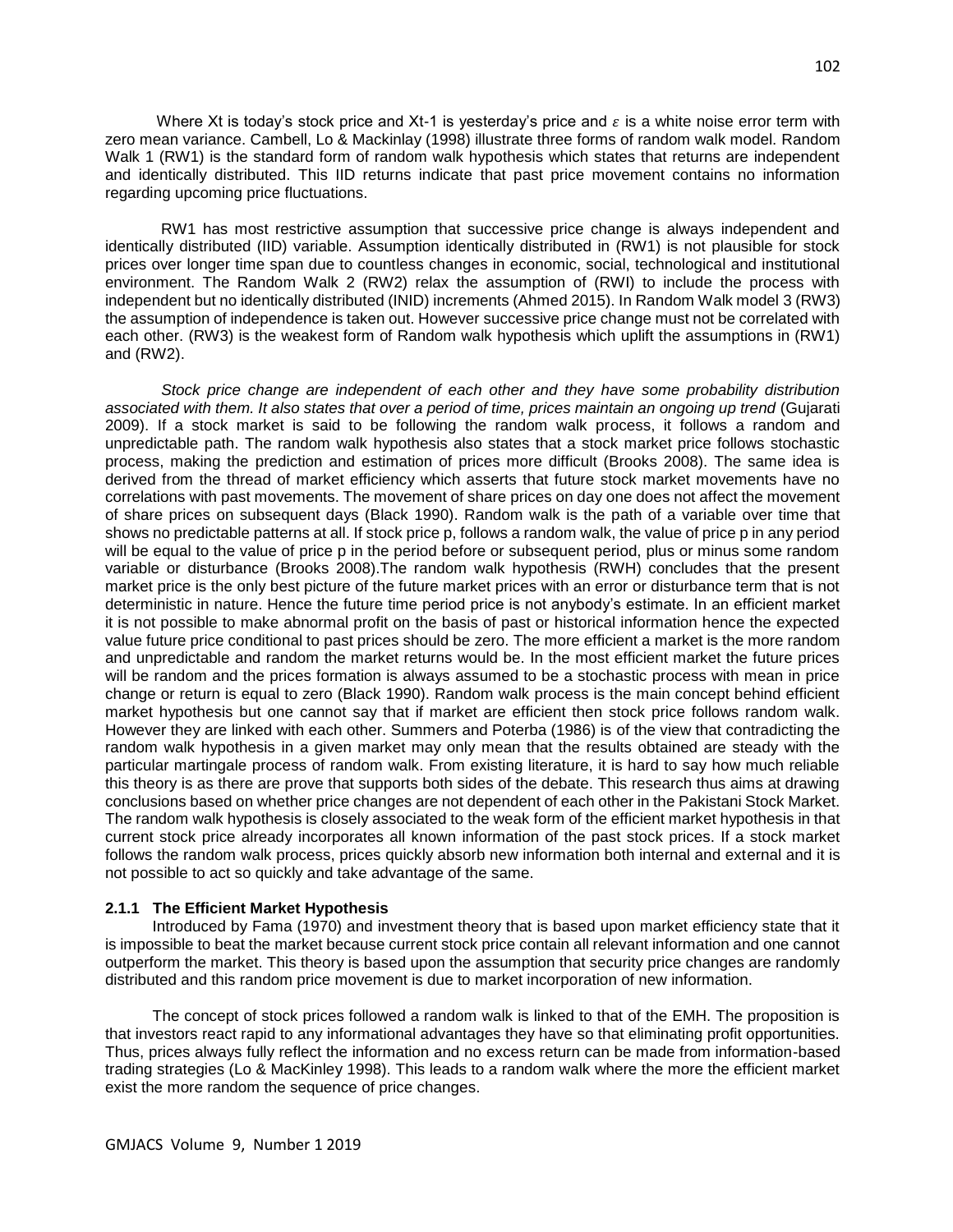Where $X_t$ is today's stock price and $X_{t-1}$ is yesterday's price and $\varepsilon$ is a white noise error term with zero mean variance. Cambell, Lo & Mackinlay (1998) illustrate three forms of random walk model. Random Walk 1 (RW1) is the standard form of random walk hypothesis which states that returns are independent and identically distributed. This IID returns indicate that past price movement contains no information regarding upcoming price fluctuations.

RW1 has most restrictive assumption that successive price change is always independent and identically distributed (IID) variable. Assumption identically distributed in (RW1) is not plausible for stock prices over longer time span due to countless changes in economic, social, technological and institutional environment. The Random Walk 2 (RW2) relax the assumption of (RWI) to include the process with independent but no identically distributed (INID) increments (Ahmed 2015). In Random Walk model 3 (RW3) the assumption of independence is taken out. However successive price change must not be correlated with each other. (RW3) is the weakest form of Random walk hypothesis which uplift the assumptions in (RW1) and (RW2).

*Stock price change are independent of each other and they have some probability distribution associated with them. It also states that over a period of time, prices maintain an ongoing up trend* (Gujarati 2009). If a stock market is said to be following the random walk process, it follows a random and unpredictable path. The random walk hypothesis also states that a stock market price follows stochastic process, making the prediction and estimation of prices more difficult (Brooks 2008). The same idea is derived from the thread of market efficiency which asserts that future stock market movements have no correlations with past movements. The movement of share prices on day one does not affect the movement of share prices on subsequent days (Black 1990). Random walk is the path of a variable over time that shows no predictable patterns at all. If stock price p, follows a random walk, the value of price p in any period will be equal to the value of price p in the period before or subsequent period, plus or minus some random variable or disturbance (Brooks 2008).The random walk hypothesis (RWH) concludes that the present market price is the only best picture of the future market prices with an error or disturbance term that is not deterministic in nature. Hence the future time period price is not anybody's estimate. In an efficient market it is not possible to make abnormal profit on the basis of past or historical information hence the expected value future price conditional to past prices should be zero. The more efficient a market is the more random and unpredictable and random the market returns would be. In the most efficient market the future prices will be random and the prices formation is always assumed to be a stochastic process with mean in price change or return is equal to zero (Black 1990). Random walk process is the main concept behind efficient market hypothesis but one cannot say that if market are efficient then stock price follows random walk. However they are linked with each other. Summers and Poterba (1986) is of the view that contradicting the random walk hypothesis in a given market may only mean that the results obtained are steady with the particular martingale process of random walk. From existing literature, it is hard to say how much reliable this theory is as there are prove that supports both sides of the debate. This research thus aims at drawing conclusions based on whether price changes are not dependent of each other in the Pakistani Stock Market. The random walk hypothesis is closely associated to the weak form of the efficient market hypothesis in that current stock price already incorporates all known information of the past stock prices. If a stock market follows the random walk process, prices quickly absorb new information both internal and external and it is not possible to act so quickly and take advantage of the same.

### 2.1.1 The Efficient Market Hypothesis

Introduced by Fama (1970) and investment theory that is based upon market efficiency state that it is impossible to beat the market because current stock price contain all relevant information and one cannot outperform the market. This theory is based upon the assumption that security price changes are randomly distributed and this random price movement is due to market incorporation of new information.

The concept of stock prices followed a random walk is linked to that of the EMH. The proposition is that investors react rapid to any informational advantages they have so that eliminating profit opportunities. Thus, prices always fully reflect the information and no excess return can be made from information-based trading strategies (Lo & MacKinley 1998). This leads to a random walk where the more the efficient market exist the more random the sequence of price changes.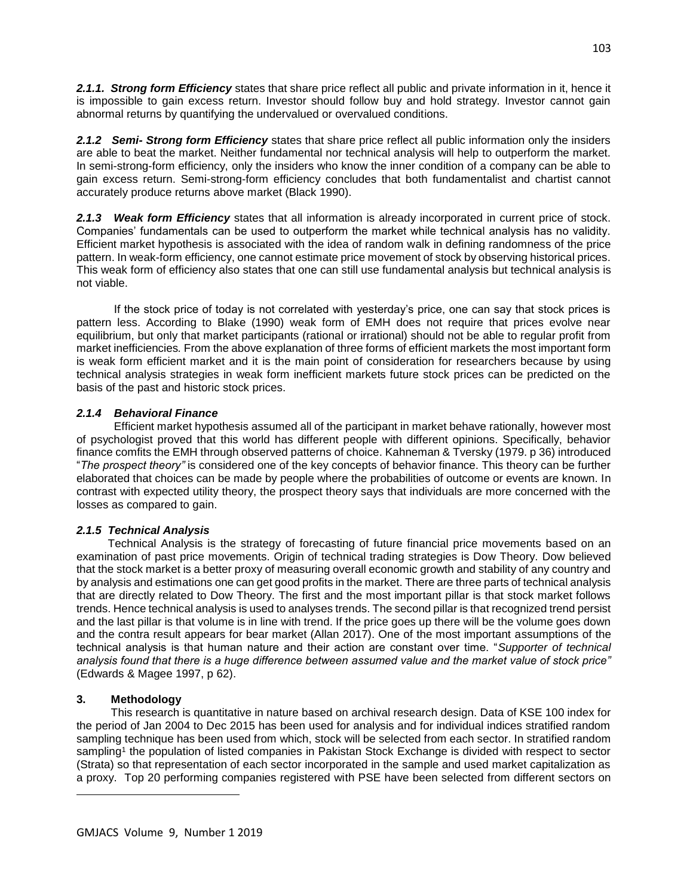***2.1.1. Strong form Efficiency*** states that share price reflect all public and private information in it, hence it is impossible to gain excess return. Investor should follow buy and hold strategy. Investor cannot gain abnormal returns by quantifying the undervalued or overvalued conditions.

***2.1.2 Semi- Strong form Efficiency*** states that share price reflect all public information only the insiders are able to beat the market. Neither fundamental nor technical analysis will help to outperform the market. In semi-strong-form efficiency, only the insiders who know the inner condition of a company can be able to gain excess return. Semi-strong-form efficiency concludes that both fundamentalist and chartist cannot accurately produce returns above market (Black 1990).

***2.1.3 Weak form Efficiency*** states that all information is already incorporated in current price of stock. Companies' fundamentals can be used to outperform the market while technical analysis has no validity. Efficient market hypothesis is associated with the idea of random walk in defining randomness of the price pattern. In weak-form efficiency, one cannot estimate price movement of stock by observing historical prices. This weak form of efficiency also states that one can still use fundamental analysis but technical analysis is not viable.

If the stock price of today is not correlated with yesterday's price, one can say that stock prices is pattern less. According to Blake (1990) weak form of EMH does not require that prices evolve near equilibrium, but only that market participants (rational or irrational) should not be able to regular profit from market inefficiencies. From the above explanation of three forms of efficient markets the most important form is weak form efficient market and it is the main point of consideration for researchers because by using technical analysis strategies in weak form inefficient markets future stock prices can be predicted on the basis of the past and historic stock prices.

### *2.1.4 Behavioral Finance*

Efficient market hypothesis assumed all of the participant in market behave rationally, however most of psychologist proved that this world has different people with different opinions. Specifically, behavior finance comfits the EMH through observed patterns of choice. Kahneman & Tversky (1979. p 36) introduced "*The prospect theory"* is considered one of the key concepts of behavior finance. This theory can be further elaborated that choices can be made by people where the probabilities of outcome or events are known. In contrast with expected utility theory, the prospect theory says that individuals are more concerned with the losses as compared to gain.

### *2.1.5 Technical Analysis*

Technical Analysis is the strategy of forecasting of future financial price movements based on an examination of past price movements. Origin of technical trading strategies is Dow Theory. Dow believed that the stock market is a better proxy of measuring overall economic growth and stability of any country and by analysis and estimations one can get good profits in the market. There are three parts of technical analysis that are directly related to Dow Theory. The first and the most important pillar is that stock market follows trends. Hence technical analysis is used to analyses trends. The second pillar is that recognized trend persist and the last pillar is that volume is in line with trend. If the price goes up there will be the volume goes down and the contra result appears for bear market (Allan 2017). One of the most important assumptions of the technical analysis is that human nature and their action are constant over time. "*Supporter of technical analysis found that there is a huge difference between assumed value and the market value of stock price"* (Edwards & Magee 1997, p 62).

## 3. Methodology

This research is quantitative in nature based on archival research design. Data of KSE 100 index for the period of Jan 2004 to Dec 2015 has been used for analysis and for individual indices stratified random sampling technique has been used from which, stock will be selected from each sector. In stratified random sampling[1] the population of listed companies in Pakistan Stock Exchange is divided with respect to sector (Strata) so that representation of each sector incorporated in the sample and used market capitalization as a proxy. Top 20 performing companies registered with PSE have been selected from different sectors on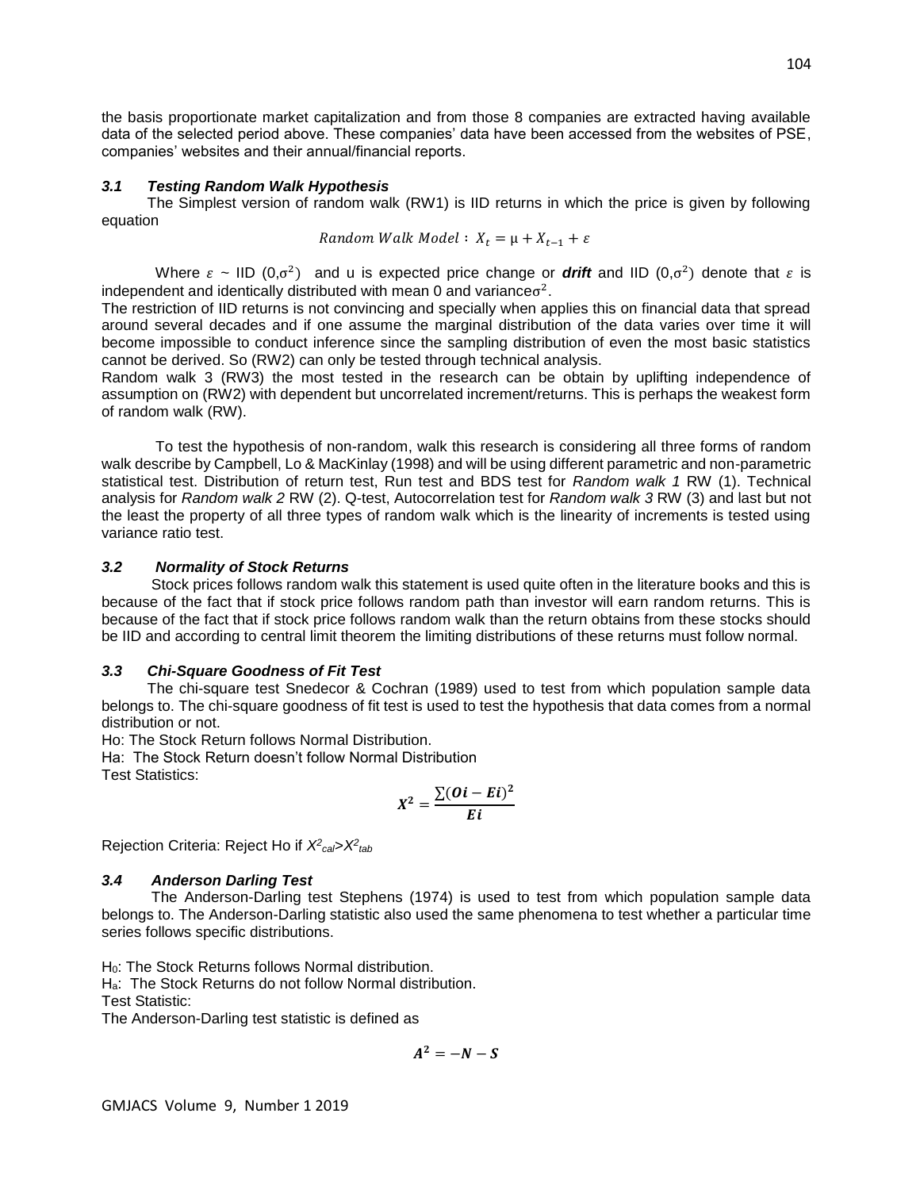the basis proportionate market capitalization and from those 8 companies are extracted having available data of the selected period above. These companies' data have been accessed from the websites of PSE, companies' websites and their annual/financial reports.

### *3.1 Testing Random Walk Hypothesis*

The Simplest version of random walk (RW1) is IID returns in which the price is given by following equation

$$Random\ Walk\ Model:\ X_t = \mu + X_{t-1} + \varepsilon$$

Where $\varepsilon$ ~ IID $(0,\sigma^2)$ and u is expected price change or ***drift*** and IID $(0,\sigma^2)$ denote that $\varepsilon$ is independent and identically distributed with mean 0 and variance$\sigma^2$.

The restriction of IID returns is not convincing and specially when applies this on financial data that spread around several decades and if one assume the marginal distribution of the data varies over time it will become impossible to conduct inference since the sampling distribution of even the most basic statistics cannot be derived. So (RW2) can only be tested through technical analysis.

Random walk 3 (RW3) the most tested in the research can be obtain by uplifting independence of assumption on (RW2) with dependent but uncorrelated increment/returns. This is perhaps the weakest form of random walk (RW).

To test the hypothesis of non-random, walk this research is considering all three forms of random walk describe by Campbell, Lo & MacKinlay (1998) and will be using different parametric and non-parametric statistical test. Distribution of return test, Run test and BDS test for *Random walk 1* RW (1). Technical analysis for *Random walk 2* RW (2). Q-test, Autocorrelation test for *Random walk 3* RW (3) and last but not the least the property of all three types of random walk which is the linearity of increments is tested using variance ratio test.

### *3.2 Normality of Stock Returns*

Stock prices follows random walk this statement is used quite often in the literature books and this is because of the fact that if stock price follows random path than investor will earn random returns. This is because of the fact that if stock price follows random walk than the return obtains from these stocks should be IID and according to central limit theorem the limiting distributions of these returns must follow normal.

### *3.3 Chi-Square Goodness of Fit Test*

The chi-square test Snedecor & Cochran (1989) used to test from which population sample data belongs to. The chi-square goodness of fit test is used to test the hypothesis that data comes from a normal distribution or not.

Ho: The Stock Return follows Normal Distribution.

Ha: The Stock Return doesn't follow Normal Distribution

Test Statistics:

$$X^2 = \frac{\sum(Oi - Ei)^2}{Ei}$$

Rejection Criteria: Reject Ho if $X^2_{cal} > X^2_{tab}$

### *3.4 Anderson Darling Test*

The Anderson-Darling test Stephens (1974) is used to test from which population sample data belongs to. The Anderson-Darling statistic also used the same phenomena to test whether a particular time series follows specific distributions.

$H_0$: The Stock Returns follows Normal distribution.

$H_a$: The Stock Returns do not follow Normal distribution.

Test Statistic:

The Anderson-Darling test statistic is defined as

$$A^2 = -N - S$$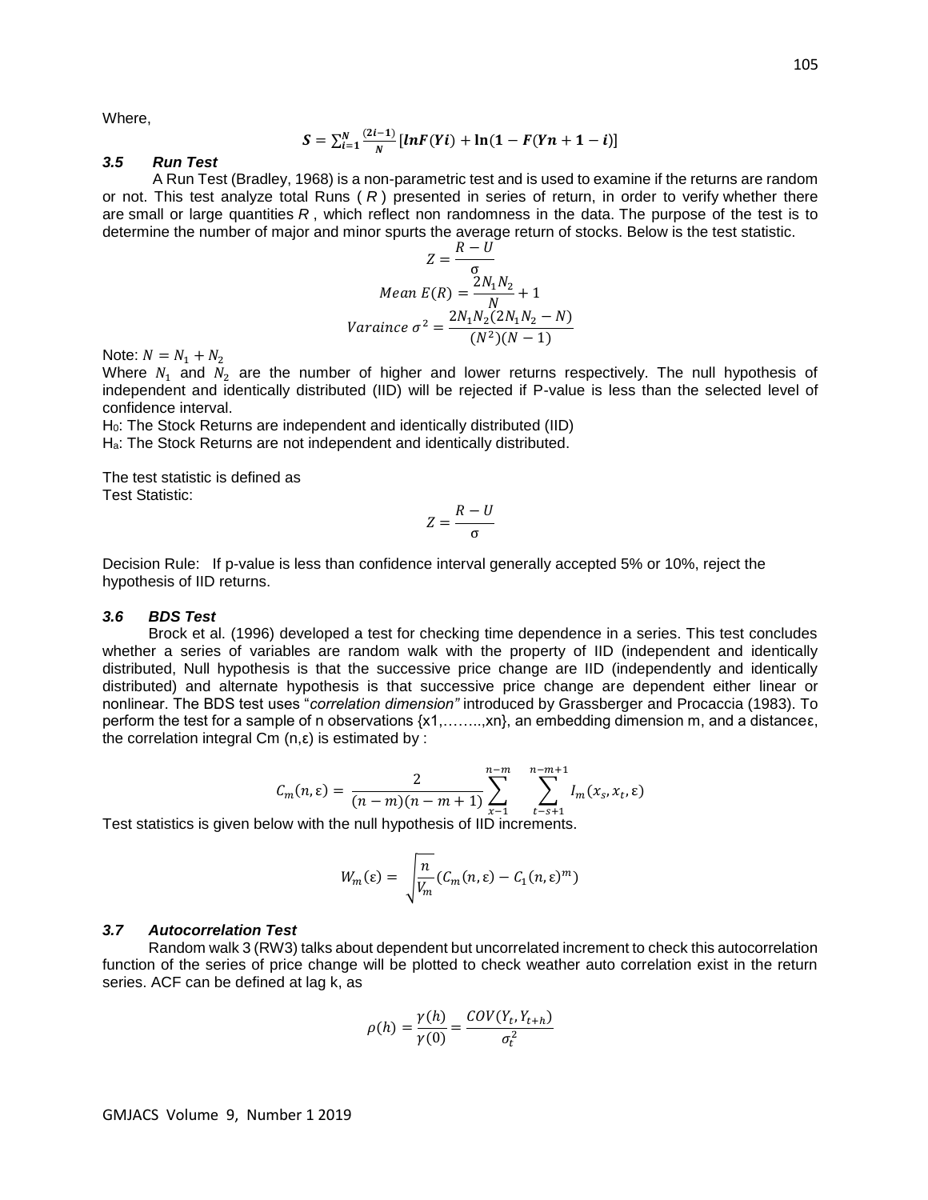Where,

$$S = \sum_{i=1}^{N} \frac{(2i-1)}{N} [\boldsymbol{lnF(Yi)} + \ln(\boldsymbol{1} - \boldsymbol{F(Yn+1-i)})]$$

### 3.5 Run Test

A Run Test (Bradley, 1968) is a non-parametric test and is used to examine if the returns are random or not. This test analyze total Runs ( *R* ) presented in series of return, in order to verify whether there are small or large quantities *R* , which reflect non randomness in the data. The purpose of the test is to determine the number of major and minor spurts the average return of stocks. Below is the test statistic.

$$Z = \frac{R - U}{\sigma}$$

$$Mean\ E(R) = \frac{2N_1 N_2}{N} + 1$$

$$Varaince\ \sigma^2 = \frac{2N_1 N_2 (2N_1 N_2 - N)}{(N^2)(N-1)}$$

Note: $N = N_1 + N_2$

Where $N_1$ and $N_2$ are the number of higher and lower returns respectively. The null hypothesis of independent and identically distributed (IID) will be rejected if P-value is less than the selected level of confidence interval.

$H_0$: The Stock Returns are independent and identically distributed (IID)

$H_a$: The Stock Returns are not independent and identically distributed.

The test statistic is defined as

Test Statistic:

$$Z = \frac{R - U}{\sigma}$$

Decision Rule: If p-value is less than confidence interval generally accepted 5% or 10%, reject the hypothesis of IID returns.

### 3.6 BDS Test

Brock et al. (1996) developed a test for checking time dependence in a series. This test concludes whether a series of variables are random walk with the property of IID (independent and identically distributed, Null hypothesis is that the successive price change are IID (independently and identically distributed) and alternate hypothesis is that successive price change are dependent either linear or nonlinear. The BDS test uses "*correlation dimension"* introduced by Grassberger and Procaccia (1983). To perform the test for a sample of n observations {x1,……..,xn}, an embedding dimension m, and a distanceε, the correlation integral Cm (n,ε) is estimated by :

$$C_m(n, \varepsilon) = \frac{2}{(n-m)(n-m+1)} \sum_{x-1}^{n-m} \sum_{t-s+1}^{n-m+1} I_m(x_s, x_t, \varepsilon)$$

Test statistics is given below with the null hypothesis of IID increments.

$$W_m(\varepsilon) = \sqrt{\frac{n}{V_m}} (C_m(n, \varepsilon) - C_1(n, \varepsilon)^m)$$

### 3.7 Autocorrelation Test

Random walk 3 (RW3) talks about dependent but uncorrelated increment to check this autocorrelation function of the series of price change will be plotted to check weather auto correlation exist in the return series. ACF can be defined at lag k, as

$$\rho(h) = \frac{\gamma(h)}{\gamma(0)} = \frac{COV(Y_t, Y_{t+h})}{\sigma_t^2}$$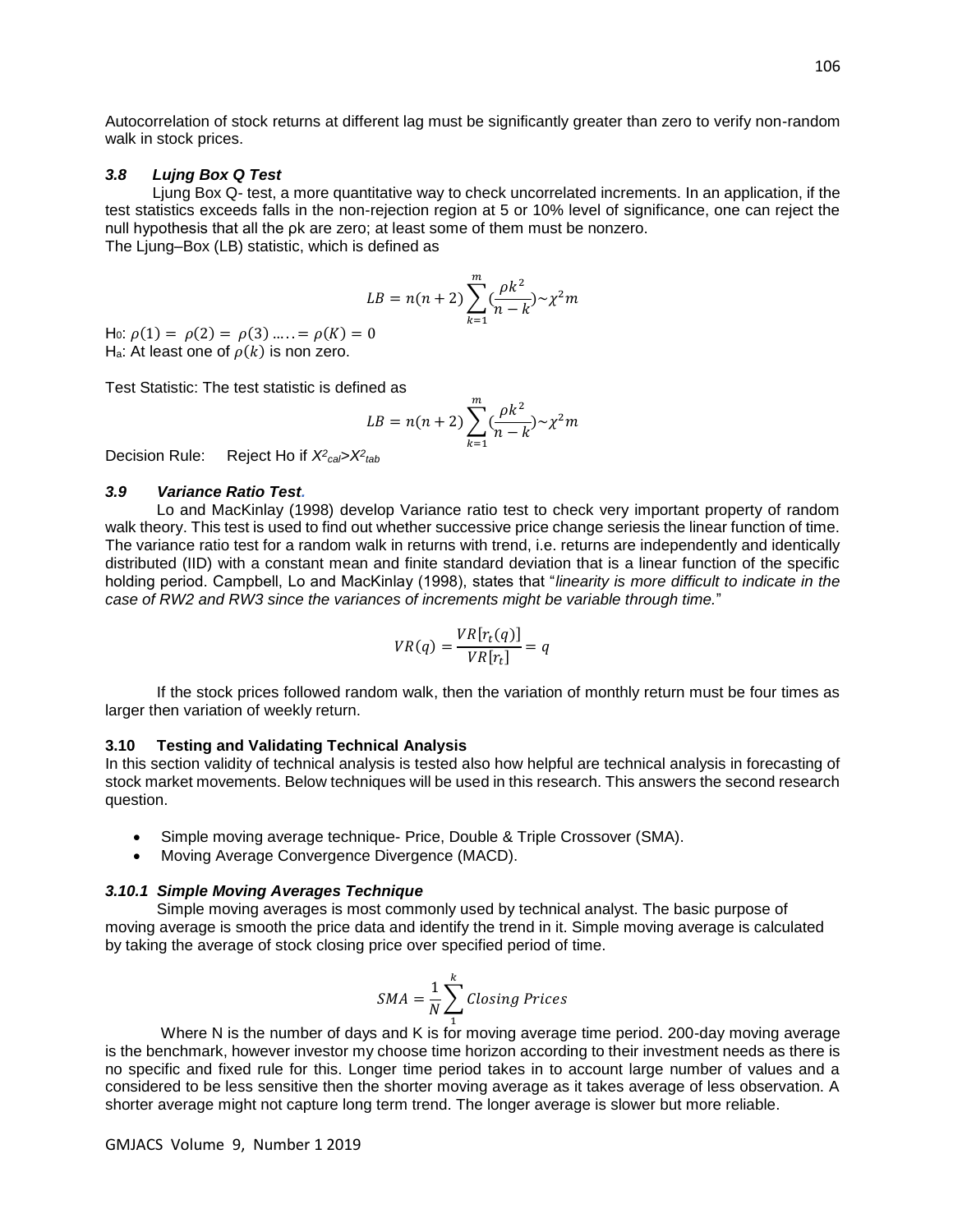Autocorrelation of stock returns at different lag must be significantly greater than zero to verify non-random walk in stock prices.

### *3.8 Lujng Box Q Test*

Ljung Box Q- test, a more quantitative way to check uncorrelated increments. In an application, if the test statistics exceeds falls in the non-rejection region at 5 or 10% level of significance, one can reject the null hypothesis that all the ρk are zero; at least some of them must be nonzero.

The Ljung–Box (LB) statistic, which is defined as

$$LB = n(n+2)\sum_{k=1}^{m}(\frac{\rho k^2}{n-k}) \sim \chi^2 m$$

H0: $\rho(1) = \rho(2) = \rho(3) \ldots\ldots = \rho(K) = 0$
Ha: At least one of $\rho(k)$ is non zero.

Test Statistic: The test statistic is defined as

$$LB = n(n+2)\sum_{k=1}^{m}(\frac{\rho k^2}{n-k}) \sim \chi^2 m$$

Decision Rule: Reject Ho if $X^2_{cal} > X^2_{tab}$

### *3.9 Variance Ratio Test.*

Lo and MacKinlay (1998) develop Variance ratio test to check very important property of random walk theory. This test is used to find out whether successive price change seriesis the linear function of time. The variance ratio test for a random walk in returns with trend, i.e. returns are independently and identically distributed (IID) with a constant mean and finite standard deviation that is a linear function of the specific holding period. Campbell, Lo and MacKinlay (1998), states that "*linearity is more difficult to indicate in the case of RW2 and RW3 since the variances of increments might be variable through time.*"

$$VR(q) = \frac{VR[r_t(q)]}{VR[r_t]} = q$$

If the stock prices followed random walk, then the variation of monthly return must be four times as larger then variation of weekly return.

### 3.10 Testing and Validating Technical Analysis

In this section validity of technical analysis is tested also how helpful are technical analysis in forecasting of stock market movements. Below techniques will be used in this research. This answers the second research question.

- Simple moving average technique- Price, Double & Triple Crossover (SMA).
- Moving Average Convergence Divergence (MACD).

#### *3.10.1 Simple Moving Averages Technique*

Simple moving averages is most commonly used by technical analyst. The basic purpose of moving average is smooth the price data and identify the trend in it. Simple moving average is calculated by taking the average of stock closing price over specified period of time.

$$SMA = \frac{1}{N}\sum_{1}^{k} Closing\ Prices$$

Where N is the number of days and K is for moving average time period. 200-day moving average is the benchmark, however investor my choose time horizon according to their investment needs as there is no specific and fixed rule for this. Longer time period takes in to account large number of values and a considered to be less sensitive then the shorter moving average as it takes average of less observation. A shorter average might not capture long term trend. The longer average is slower but more reliable.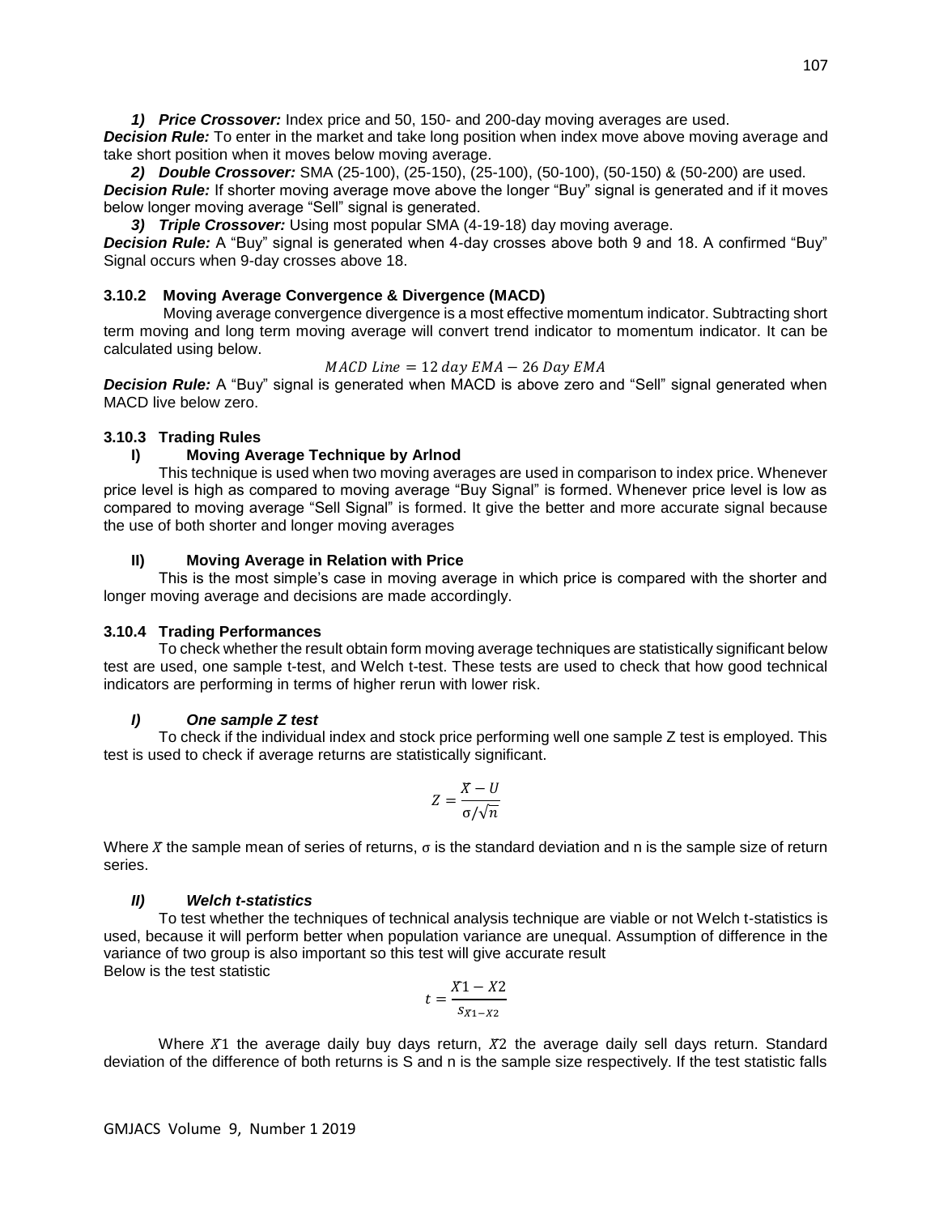*1) Price Crossover:* Index price and 50, 150- and 200-day moving averages are used.

***Decision Rule:*** To enter in the market and take long position when index move above moving average and take short position when it moves below moving average.

*2) Double Crossover:* SMA (25-100), (25-150), (25-100), (50-100), (50-150) & (50-200) are used.

***Decision Rule:*** If shorter moving average move above the longer "Buy" signal is generated and if it moves below longer moving average "Sell" signal is generated.

*3) Triple Crossover:* Using most popular SMA (4-19-18) day moving average.

***Decision Rule:*** A "Buy" signal is generated when 4-day crosses above both 9 and 18. A confirmed "Buy" Signal occurs when 9-day crosses above 18.

### 3.10.2 Moving Average Convergence & Divergence (MACD)

Moving average convergence divergence is a most effective momentum indicator. Subtracting short term moving and long term moving average will convert trend indicator to momentum indicator. It can be calculated using below.

$$MACD\ Line = 12\ day\ EMA - 26\ Day\ EMA$$

***Decision Rule:*** A "Buy" signal is generated when MACD is above zero and "Sell" signal generated when MACD live below zero.

### 3.10.3 Trading Rules

#### I) Moving Average Technique by Arlnod

This technique is used when two moving averages are used in comparison to index price. Whenever price level is high as compared to moving average "Buy Signal" is formed. Whenever price level is low as compared to moving average "Sell Signal" is formed. It give the better and more accurate signal because the use of both shorter and longer moving averages

#### II) Moving Average in Relation with Price

This is the most simple's case in moving average in which price is compared with the shorter and longer moving average and decisions are made accordingly.

### 3.10.4 Trading Performances

To check whether the result obtain form moving average techniques are statistically significant below test are used, one sample t-test, and Welch t-test. These tests are used to check that how good technical indicators are performing in terms of higher rerun with lower risk.

#### *I) One sample Z test*

To check if the individual index and stock price performing well one sample Z test is employed. This test is used to check if average returns are statistically significant.

$$Z = \frac{\bar{X} - U}{\sigma/\sqrt{n}}$$

Where $\bar{X}$ the sample mean of series of returns, $\sigma$ is the standard deviation and n is the sample size of return series.

#### *II) Welch t-statistics*

To test whether the techniques of technical analysis technique are viable or not Welch t-statistics is used, because it will perform better when population variance are unequal. Assumption of difference in the variance of two group is also important so this test will give accurate result

Below is the test statistic

$$t = \frac{\bar{X}1 - X2}{s_{X1-X2}}$$

Where $\bar{X}1$ the average daily buy days return, $\bar{X}2$ the average daily sell days return. Standard deviation of the difference of both returns is S and n is the sample size respectively. If the test statistic falls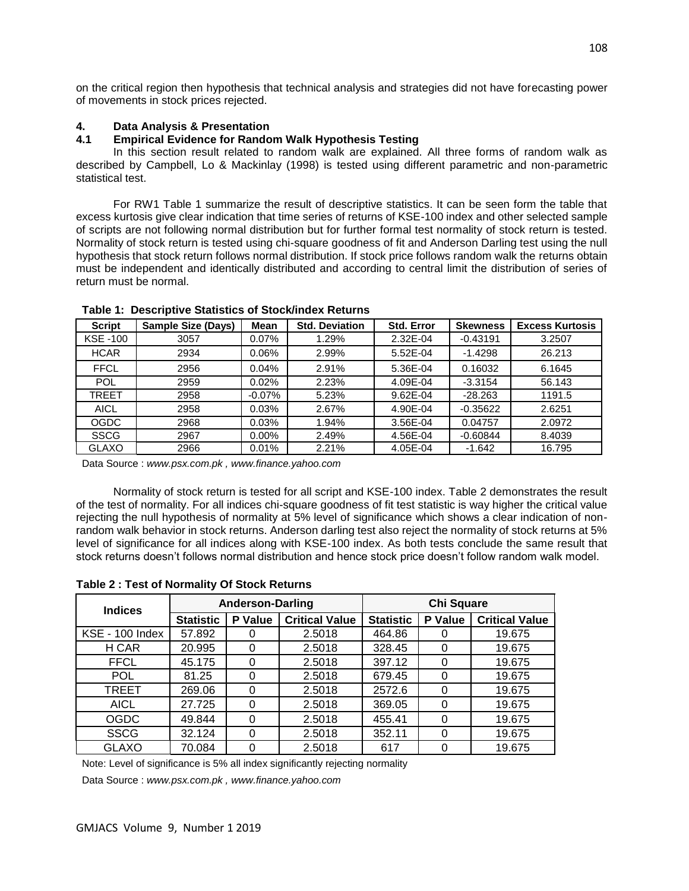on the critical region then hypothesis that technical analysis and strategies did not have forecasting power of movements in stock prices rejected.

## 4. Data Analysis & Presentation

### 4.1 Empirical Evidence for Random Walk Hypothesis Testing

In this section result related to random walk are explained. All three forms of random walk as described by Campbell, Lo & Mackinlay (1998) is tested using different parametric and non-parametric statistical test.

For RW1 Table 1 summarize the result of descriptive statistics. It can be seen form the table that excess kurtosis give clear indication that time series of returns of KSE-100 index and other selected sample of scripts are not following normal distribution but for further formal test normality of stock return is tested. Normality of stock return is tested using chi-square goodness of fit and Anderson Darling test using the null hypothesis that stock return follows normal distribution. If stock price follows random walk the returns obtain must be independent and identically distributed and according to central limit the distribution of series of return must be normal.

**Table 1: Descriptive Statistics of Stock/index Returns**

| Script | Sample Size (Days) | Mean | Std. Deviation | Std. Error | Skewness | Excess Kurtosis |
|---|---|---|---|---|---|---|
| KSE -100 | 3057 | 0.07% | 1.29% | 2.32E-04 | -0.43191 | 3.2507 |
| HCAR | 2934 | 0.06% | 2.99% | 5.52E-04 | -1.4298 | 26.213 |
| FFCL | 2956 | 0.04% | 2.91% | 5.36E-04 | 0.16032 | 6.1645 |
| POL | 2959 | 0.02% | 2.23% | 4.09E-04 | -3.3154 | 56.143 |
| TREET | 2958 | -0.07% | 5.23% | 9.62E-04 | -28.263 | 1191.5 |
| AICL | 2958 | 0.03% | 2.67% | 4.90E-04 | -0.35622 | 2.6251 |
| OGDC | 2968 | 0.03% | 1.94% | 3.56E-04 | 0.04757 | 2.0972 |
| SSCG | 2967 | 0.00% | 2.49% | 4.56E-04 | -0.60844 | 8.4039 |
| GLAXO | 2966 | 0.01% | 2.21% | 4.05E-04 | -1.642 | 16.795 |

Data Source : *www.psx.com.pk , www.finance.yahoo.com*

Normality of stock return is tested for all script and KSE-100 index. Table 2 demonstrates the result of the test of normality. For all indices chi-square goodness of fit test statistic is way higher the critical value rejecting the null hypothesis of normality at 5% level of significance which shows a clear indication of non-random walk behavior in stock returns. Anderson darling test also reject the normality of stock returns at 5% level of significance for all indices along with KSE-100 index. As both tests conclude the same result that stock returns doesn't follows normal distribution and hence stock price doesn't follow random walk model.

**Table 2 : Test of Normality Of Stock Returns**

| Indices | Anderson-Darling | | | Chi Square | | |
|---|---|---|---|---|---|---|
| | Statistic | P Value | Critical Value | Statistic | P Value | Critical Value |
| KSE - 100 Index | 57.892 | 0 | 2.5018 | 464.86 | 0 | 19.675 |
| H CAR | 20.995 | 0 | 2.5018 | 328.45 | 0 | 19.675 |
| FFCL | 45.175 | 0 | 2.5018 | 397.12 | 0 | 19.675 |
| POL | 81.25 | 0 | 2.5018 | 679.45 | 0 | 19.675 |
| TREET | 269.06 | 0 | 2.5018 | 2572.6 | 0 | 19.675 |
| AICL | 27.725 | 0 | 2.5018 | 369.05 | 0 | 19.675 |
| OGDC | 49.844 | 0 | 2.5018 | 455.41 | 0 | 19.675 |
| SSCG | 32.124 | 0 | 2.5018 | 352.11 | 0 | 19.675 |
| GLAXO | 70.084 | 0 | 2.5018 | 617 | 0 | 19.675 |

Note: Level of significance is 5% all index significantly rejecting normality

Data Source : *www.psx.com.pk , www.finance.yahoo.com*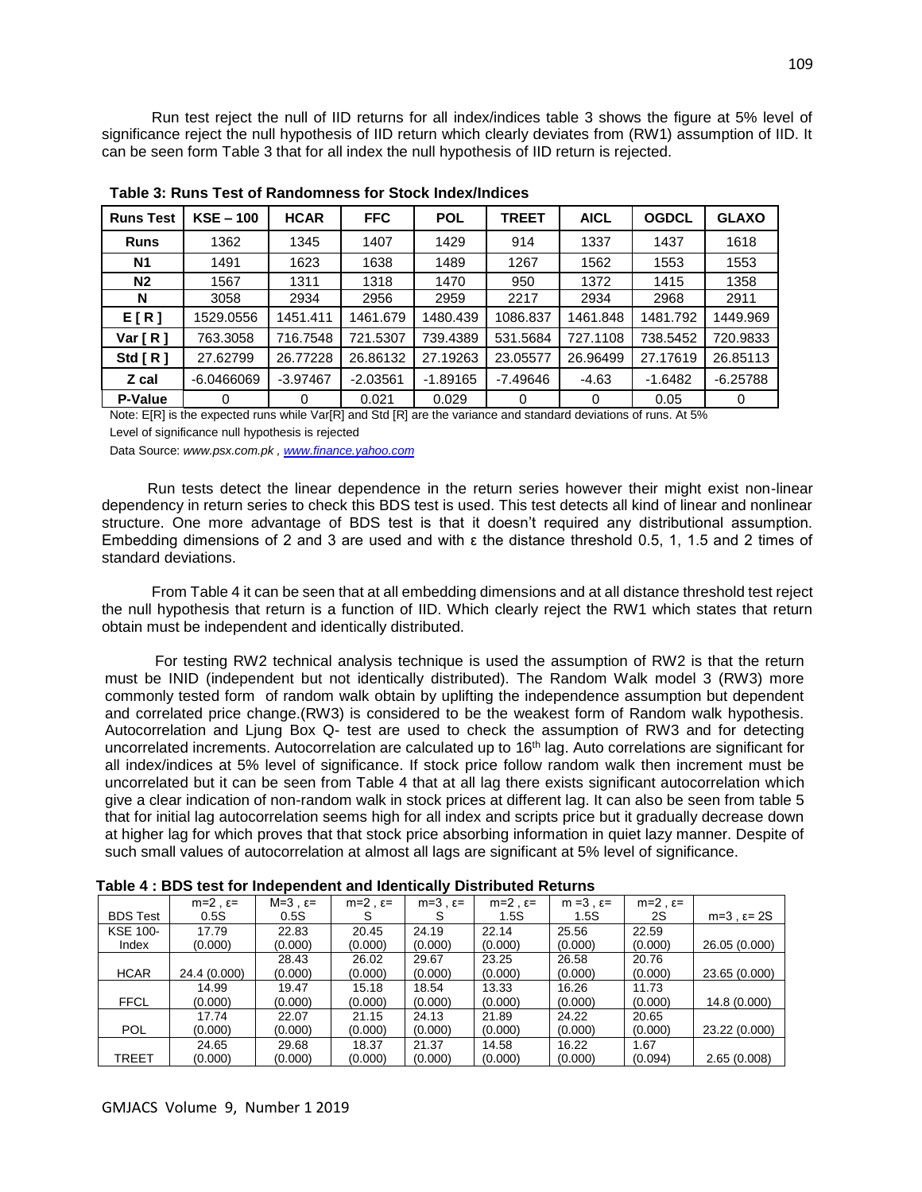Run test reject the null of IID returns for all index/indices table 3 shows the figure at 5% level of significance reject the null hypothesis of IID return which clearly deviates from (RW1) assumption of IID. It can be seen form Table 3 that for all index the null hypothesis of IID return is rejected.

**Table 3: Runs Test of Randomness for Stock Index/Indices**

| Runs Test | KSE – 100 | HCAR | FFC | POL | TREET | AICL | OGDCL | GLAXO |
|---|---|---|---|---|---|---|---|---|
| Runs | 1362 | 1345 | 1407 | 1429 | 914 | 1337 | 1437 | 1618 |
| N1 | 1491 | 1623 | 1638 | 1489 | 1267 | 1562 | 1553 | 1553 |
| N2 | 1567 | 1311 | 1318 | 1470 | 950 | 1372 | 1415 | 1358 |
| N | 3058 | 2934 | 2956 | 2959 | 2217 | 2934 | 2968 | 2911 |
| E [ R ] | 1529.0556 | 1451.411 | 1461.679 | 1480.439 | 1086.837 | 1461.848 | 1481.792 | 1449.969 |
| Var [ R ] | 763.3058 | 716.7548 | 721.5307 | 739.4389 | 531.5684 | 727.1108 | 738.5452 | 720.9833 |
| Std [ R ] | 27.62799 | 26.77228 | 26.86132 | 27.19263 | 23.05577 | 26.96499 | 27.17619 | 26.85113 |
| Z cal | -6.0466069 | -3.97467 | -2.03561 | -1.89165 | -7.49646 | -4.63 | -1.6482 | -6.25788 |
| P-Value | 0 | 0 | 0.021 | 0.029 | 0 | 0 | 0.05 | 0 |

Note: E[R] is the expected runs while Var[R] and Std [R] are the variance and standard deviations of runs. At 5% Level of significance null hypothesis is rejected

Data Source: *www.psx.com.pk* , *www.finance.yahoo.com*

Run tests detect the linear dependence in the return series however their might exist non-linear dependency in return series to check this BDS test is used. This test detects all kind of linear and nonlinear structure. One more advantage of BDS test is that it doesn't required any distributional assumption. Embedding dimensions of 2 and 3 are used and with ε the distance threshold 0.5, 1, 1.5 and 2 times of standard deviations.

From Table 4 it can be seen that at all embedding dimensions and at all distance threshold test reject the null hypothesis that return is a function of IID. Which clearly reject the RW1 which states that return obtain must be independent and identically distributed.

For testing RW2 technical analysis technique is used the assumption of RW2 is that the return must be INID (independent but not identically distributed). The Random Walk model 3 (RW3) more commonly tested form of random walk obtain by uplifting the independence assumption but dependent and correlated price change.(RW3) is considered to be the weakest form of Random walk hypothesis. Autocorrelation and Ljung Box Q- test are used to check the assumption of RW3 and for detecting uncorrelated increments. Autocorrelation are calculated up to 16th lag. Auto correlations are significant for all index/indices at 5% level of significance. If stock price follow random walk then increment must be uncorrelated but it can be seen from Table 4 that at all lag there exists significant autocorrelation which give a clear indication of non-random walk in stock prices at different lag. It can also be seen from table 5 that for initial lag autocorrelation seems high for all index and scripts price but it gradually decrease down at higher lag for which proves that that stock price absorbing information in quiet lazy manner. Despite of such small values of autocorrelation at almost all lags are significant at 5% level of significance.

**Table 4 : BDS test for Independent and Identically Distributed Returns**

| BDS Test | m=2 , ε= 0.5S | M=3 , ε= 0.5S | m=2 , ε= S | m=3 , ε= S | m=2 , ε= 1.5S | m =3 , ε= 1.5S | m=2 , ε= 2S | m=3 , ε= 2S |
|---|---|---|---|---|---|---|---|---|
| KSE 100-Index | 17.79 (0.000) | 22.83 (0.000) | 20.45 (0.000) | 24.19 (0.000) | 22.14 (0.000) | 25.56 (0.000) | 22.59 (0.000) | 26.05 (0.000) |
| HCAR | 24.4 (0.000) | 28.43 (0.000) | 26.02 (0.000) | 29.67 (0.000) | 23.25 (0.000) | 26.58 (0.000) | 20.76 (0.000) | 23.65 (0.000) |
| FFCL | 14.99 (0.000) | 19.47 (0.000) | 15.18 (0.000) | 18.54 (0.000) | 13.33 (0.000) | 16.26 (0.000) | 11.73 (0.000) | 14.8 (0.000) |
| POL | 17.74 (0.000) | 22.07 (0.000) | 21.15 (0.000) | 24.13 (0.000) | 21.89 (0.000) | 24.22 (0.000) | 20.65 (0.000) | 23.22 (0.000) |
| TREET | 24.65 (0.000) | 29.68 (0.000) | 18.37 (0.000) | 21.37 (0.000) | 14.58 (0.000) | 16.22 (0.000) | 1.67 (0.094) | 2.65 (0.008) |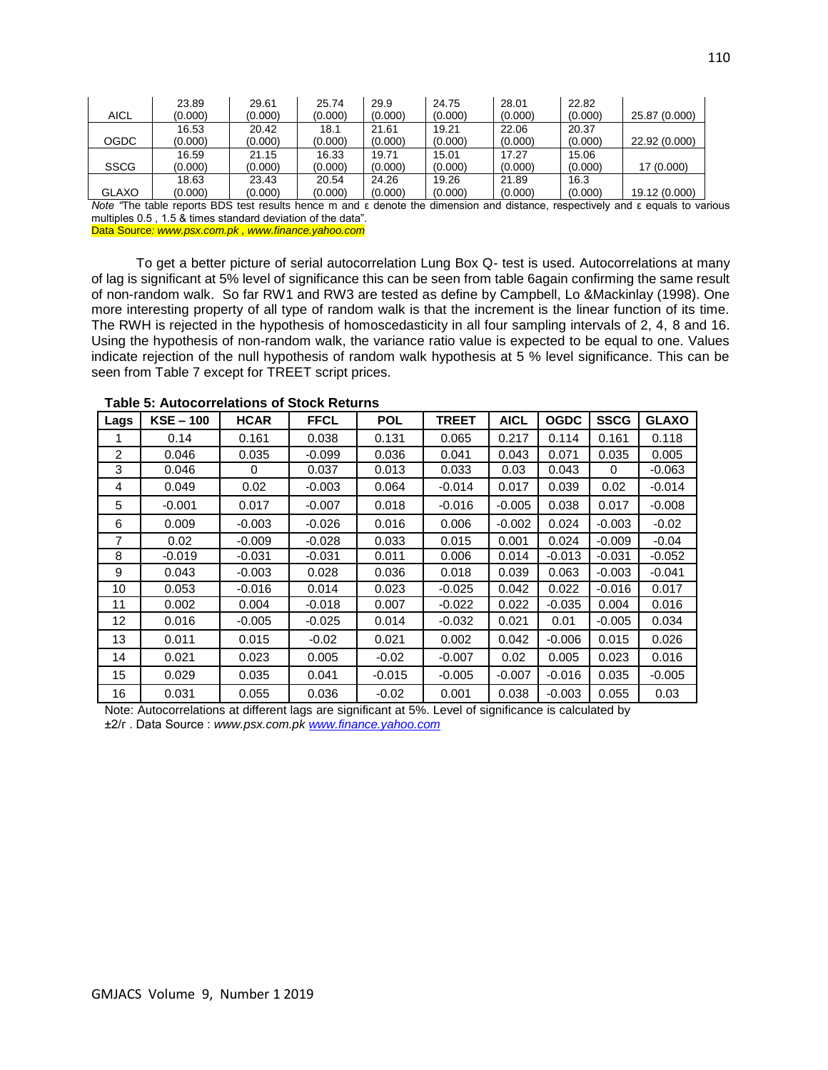| | | | | | | | | |
|---|---|---|---|---|---|---|---|---|
| AICL | 23.89 (0.000) | 29.61 (0.000) | 25.74 (0.000) | 29.9 (0.000) | 24.75 (0.000) | 28.01 (0.000) | 22.82 (0.000) | 25.87 (0.000) |
| OGDC | 16.53 (0.000) | 20.42 (0.000) | 18.1 (0.000) | 21.61 (0.000) | 19.21 (0.000) | 22.06 (0.000) | 20.37 (0.000) | 22.92 (0.000) |
| SSCG | 16.59 (0.000) | 21.15 (0.000) | 16.33 (0.000) | 19.71 (0.000) | 15.01 (0.000) | 17.27 (0.000) | 15.06 (0.000) | 17 (0.000) |
| GLAXO | 18.63 (0.000) | 23.43 (0.000) | 20.54 (0.000) | 24.26 (0.000) | 19.26 (0.000) | 21.89 (0.000) | 16.3 (0.000) | 19.12 (0.000) |

*Note* "The table reports BDS test results hence m and ε denote the dimension and distance, respectively and ε equals to various multiples 0.5 , 1.5 & times standard deviation of the data".
Data Source: *www.psx.com.pk , www.finance.yahoo.com*

To get a better picture of serial autocorrelation Lung Box Q- test is used. Autocorrelations at many of lag is significant at 5% level of significance this can be seen from table 6again confirming the same result of non-random walk. So far RW1 and RW3 are tested as define by Campbell, Lo &Mackinlay (1998). One more interesting property of all type of random walk is that the increment is the linear function of its time. The RWH is rejected in the hypothesis of homoscedasticity in all four sampling intervals of 2, 4, 8 and 16. Using the hypothesis of non-random walk, the variance ratio value is expected to be equal to one. Values indicate rejection of the null hypothesis of random walk hypothesis at 5 % level significance. This can be seen from Table 7 except for TREET script prices.

**Table 5: Autocorrelations of Stock Returns**

| Lags | KSE – 100 | HCAR | FFCL | POL | TREET | AICL | OGDC | SSCG | GLAXO |
|---|---|---|---|---|---|---|---|---|---|
| 1 | 0.14 | 0.161 | 0.038 | 0.131 | 0.065 | 0.217 | 0.114 | 0.161 | 0.118 |
| 2 | 0.046 | 0.035 | -0.099 | 0.036 | 0.041 | 0.043 | 0.071 | 0.035 | 0.005 |
| 3 | 0.046 | 0 | 0.037 | 0.013 | 0.033 | 0.03 | 0.043 | 0 | -0.063 |
| 4 | 0.049 | 0.02 | -0.003 | 0.064 | -0.014 | 0.017 | 0.039 | 0.02 | -0.014 |
| 5 | -0.001 | 0.017 | -0.007 | 0.018 | -0.016 | -0.005 | 0.038 | 0.017 | -0.008 |
| 6 | 0.009 | -0.003 | -0.026 | 0.016 | 0.006 | -0.002 | 0.024 | -0.003 | -0.02 |
| 7 | 0.02 | -0.009 | -0.028 | 0.033 | 0.015 | 0.001 | 0.024 | -0.009 | -0.04 |
| 8 | -0.019 | -0.031 | -0.031 | 0.011 | 0.006 | 0.014 | -0.013 | -0.031 | -0.052 |
| 9 | 0.043 | -0.003 | 0.028 | 0.036 | 0.018 | 0.039 | 0.063 | -0.003 | -0.041 |
| 10 | 0.053 | -0.016 | 0.014 | 0.023 | -0.025 | 0.042 | 0.022 | -0.016 | 0.017 |
| 11 | 0.002 | 0.004 | -0.018 | 0.007 | -0.022 | 0.022 | -0.035 | 0.004 | 0.016 |
| 12 | 0.016 | -0.005 | -0.025 | 0.014 | -0.032 | 0.021 | 0.01 | -0.005 | 0.034 |
| 13 | 0.011 | 0.015 | -0.02 | 0.021 | 0.002 | 0.042 | -0.006 | 0.015 | 0.026 |
| 14 | 0.021 | 0.023 | 0.005 | -0.02 | -0.007 | 0.02 | 0.005 | 0.023 | 0.016 |
| 15 | 0.029 | 0.035 | 0.041 | -0.015 | -0.005 | -0.007 | -0.016 | 0.035 | -0.005 |
| 16 | 0.031 | 0.055 | 0.036 | -0.02 | 0.001 | 0.038 | -0.003 | 0.055 | 0.03 |

Note: Autocorrelations at different lags are significant at 5%. Level of significance is calculated by ±2/r . Data Source : *www.psx.com.pk* [www.finance.yahoo.com](www.finance.yahoo.com)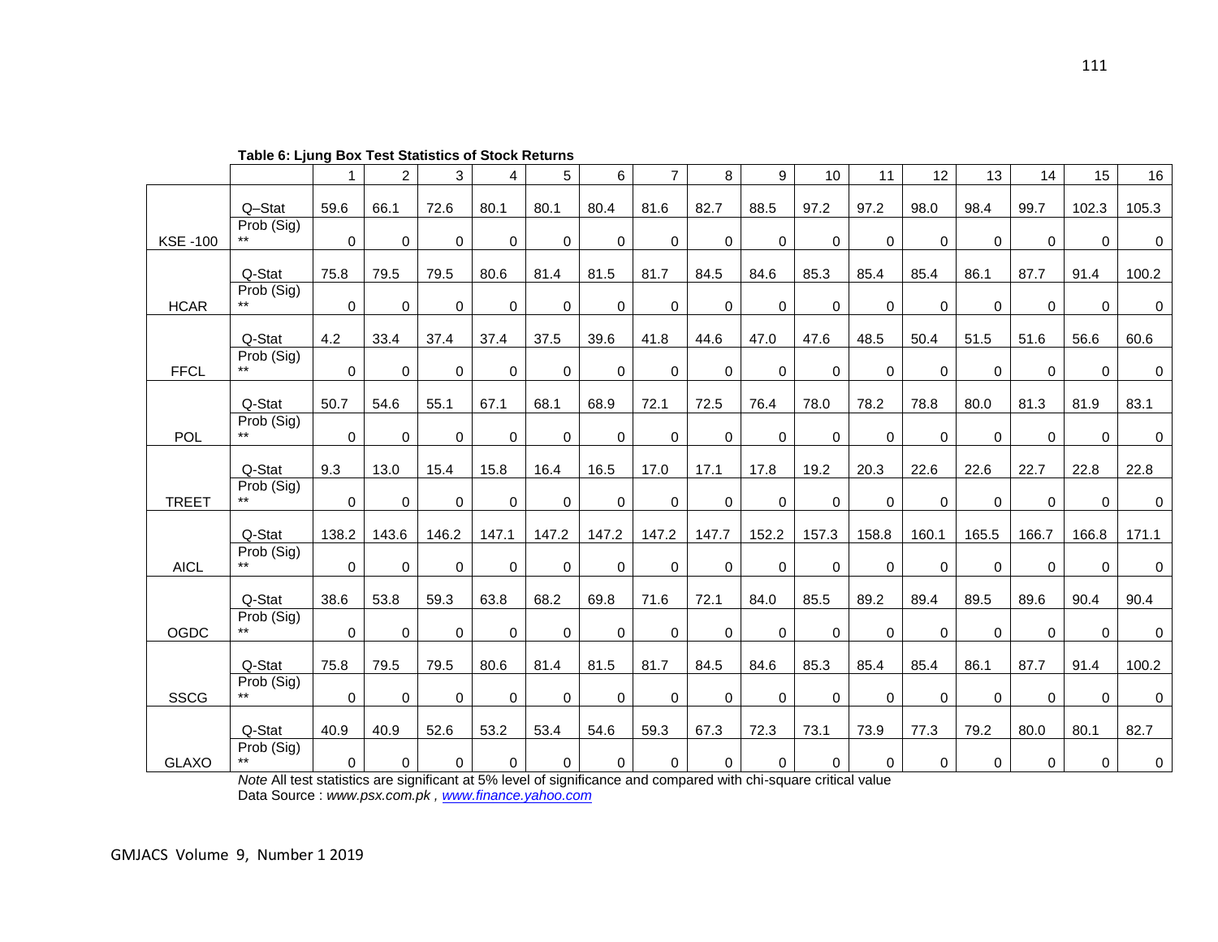**Table 6: Ljung Box Test Statistics of Stock Returns**

| | | 1 | 2 | 3 | 4 | 5 | 6 | 7 | 8 | 9 | 10 | 11 | 12 | 13 | 14 | 15 | 16 |
|---|---|---|---|---|---|---|---|---|---|---|---|---|---|---|---|---|---|
| KSE -100 | Q–Stat | 59.6 | 66.1 | 72.6 | 80.1 | 80.1 | 80.4 | 81.6 | 82.7 | 88.5 | 97.2 | 97.2 | 98.0 | 98.4 | 99.7 | 102.3 | 105.3 |
| | Prob (Sig) ** | 0 | 0 | 0 | 0 | 0 | 0 | 0 | 0 | 0 | 0 | 0 | 0 | 0 | 0 | 0 | 0 |
| HCAR | Q-Stat | 75.8 | 79.5 | 79.5 | 80.6 | 81.4 | 81.5 | 81.7 | 84.5 | 84.6 | 85.3 | 85.4 | 85.4 | 86.1 | 87.7 | 91.4 | 100.2 |
| | Prob (Sig) ** | 0 | 0 | 0 | 0 | 0 | 0 | 0 | 0 | 0 | 0 | 0 | 0 | 0 | 0 | 0 | 0 |
| FFCL | Q-Stat | 4.2 | 33.4 | 37.4 | 37.4 | 37.5 | 39.6 | 41.8 | 44.6 | 47.0 | 47.6 | 48.5 | 50.4 | 51.5 | 51.6 | 56.6 | 60.6 |
| | Prob (Sig) ** | 0 | 0 | 0 | 0 | 0 | 0 | 0 | 0 | 0 | 0 | 0 | 0 | 0 | 0 | 0 | 0 |
| POL | Q-Stat | 50.7 | 54.6 | 55.1 | 67.1 | 68.1 | 68.9 | 72.1 | 72.5 | 76.4 | 78.0 | 78.2 | 78.8 | 80.0 | 81.3 | 81.9 | 83.1 |
| | Prob (Sig) ** | 0 | 0 | 0 | 0 | 0 | 0 | 0 | 0 | 0 | 0 | 0 | 0 | 0 | 0 | 0 | 0 |
| TREET | Q-Stat | 9.3 | 13.0 | 15.4 | 15.8 | 16.4 | 16.5 | 17.0 | 17.1 | 17.8 | 19.2 | 20.3 | 22.6 | 22.6 | 22.7 | 22.8 | 22.8 |
| | Prob (Sig) ** | 0 | 0 | 0 | 0 | 0 | 0 | 0 | 0 | 0 | 0 | 0 | 0 | 0 | 0 | 0 | 0 |
| AICL | Q-Stat | 138.2 | 143.6 | 146.2 | 147.1 | 147.2 | 147.2 | 147.2 | 147.7 | 152.2 | 157.3 | 158.8 | 160.1 | 165.5 | 166.7 | 166.8 | 171.1 |
| | Prob (Sig) ** | 0 | 0 | 0 | 0 | 0 | 0 | 0 | 0 | 0 | 0 | 0 | 0 | 0 | 0 | 0 | 0 |
| OGDC | Q-Stat | 38.6 | 53.8 | 59.3 | 63.8 | 68.2 | 69.8 | 71.6 | 72.1 | 84.0 | 85.5 | 89.2 | 89.4 | 89.5 | 89.6 | 90.4 | 90.4 |
| | Prob (Sig) ** | 0 | 0 | 0 | 0 | 0 | 0 | 0 | 0 | 0 | 0 | 0 | 0 | 0 | 0 | 0 | 0 |
| SSCG | Q-Stat | 75.8 | 79.5 | 79.5 | 80.6 | 81.4 | 81.5 | 81.7 | 84.5 | 84.6 | 85.3 | 85.4 | 85.4 | 86.1 | 87.7 | 91.4 | 100.2 |
| | Prob (Sig) ** | 0 | 0 | 0 | 0 | 0 | 0 | 0 | 0 | 0 | 0 | 0 | 0 | 0 | 0 | 0 | 0 |
| GLAXO | Q-Stat | 40.9 | 40.9 | 52.6 | 53.2 | 53.4 | 54.6 | 59.3 | 67.3 | 72.3 | 73.1 | 73.9 | 77.3 | 79.2 | 80.0 | 80.1 | 82.7 |
| | Prob (Sig) ** | 0 | 0 | 0 | 0 | 0 | 0 | 0 | 0 | 0 | 0 | 0 | 0 | 0 | 0 | 0 | 0 |

*Note* All test statistics are significant at 5% level of significance and compared with chi-square critical value

Data Source : *www.psx.com.pk* , *www.finance.yahoo.com*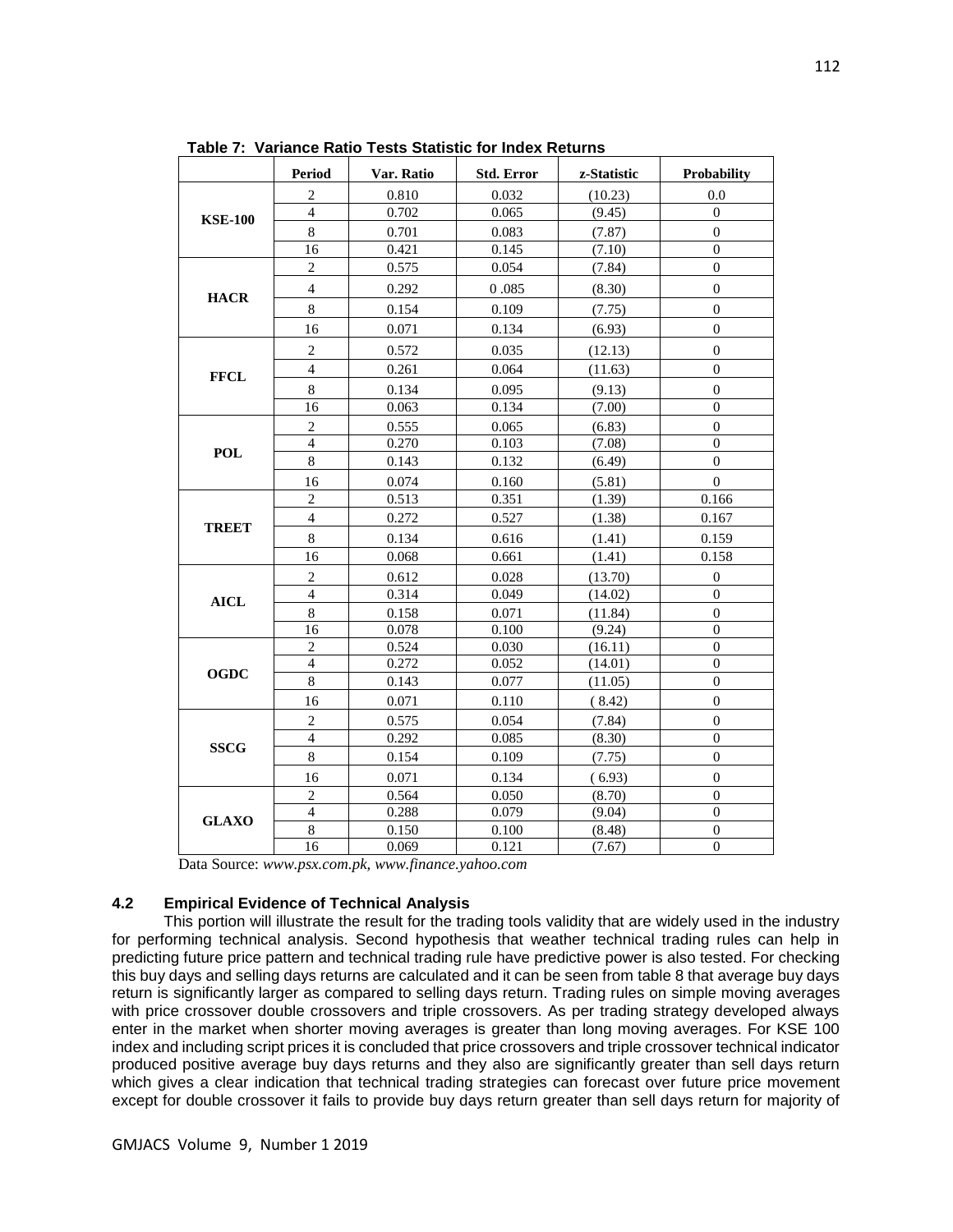**Table 7: Variance Ratio Tests Statistic for Index Returns**

| | Period | Var. Ratio | Std. Error | z-Statistic | Probability |
|---|---|---|---|---|---|
| **KSE-100** | 2 | 0.810 | 0.032 | (10.23) | 0.0 |
| | 4 | 0.702 | 0.065 | (9.45) | 0 |
| | 8 | 0.701 | 0.083 | (7.87) | 0 |
| | 16 | 0.421 | 0.145 | (7.10) | 0 |
| **HACR** | 2 | 0.575 | 0.054 | (7.84) | 0 |
| | 4 | 0.292 | 0 .085 | (8.30) | 0 |
| | 8 | 0.154 | 0.109 | (7.75) | 0 |
| | 16 | 0.071 | 0.134 | (6.93) | 0 |
| **FFCL** | 2 | 0.572 | 0.035 | (12.13) | 0 |
| | 4 | 0.261 | 0.064 | (11.63) | 0 |
| | 8 | 0.134 | 0.095 | (9.13) | 0 |
| | 16 | 0.063 | 0.134 | (7.00) | 0 |
| **POL** | 2 | 0.555 | 0.065 | (6.83) | 0 |
| | 4 | 0.270 | 0.103 | (7.08) | 0 |
| | 8 | 0.143 | 0.132 | (6.49) | 0 |
| | 16 | 0.074 | 0.160 | (5.81) | 0 |
| **TREET** | 2 | 0.513 | 0.351 | (1.39) | 0.166 |
| | 4 | 0.272 | 0.527 | (1.38) | 0.167 |
| | 8 | 0.134 | 0.616 | (1.41) | 0.159 |
| | 16 | 0.068 | 0.661 | (1.41) | 0.158 |
| **AICL** | 2 | 0.612 | 0.028 | (13.70) | 0 |
| | 4 | 0.314 | 0.049 | (14.02) | 0 |
| | 8 | 0.158 | 0.071 | (11.84) | 0 |
| | 16 | 0.078 | 0.100 | (9.24) | 0 |
| **OGDC** | 2 | 0.524 | 0.030 | (16.11) | 0 |
| | 4 | 0.272 | 0.052 | (14.01) | 0 |
| | 8 | 0.143 | 0.077 | (11.05) | 0 |
| | 16 | 0.071 | 0.110 | ( 8.42) | 0 |
| **SSCG** | 2 | 0.575 | 0.054 | (7.84) | 0 |
| | 4 | 0.292 | 0.085 | (8.30) | 0 |
| | 8 | 0.154 | 0.109 | (7.75) | 0 |
| | 16 | 0.071 | 0.134 | ( 6.93) | 0 |
| **GLAXO** | 2 | 0.564 | 0.050 | (8.70) | 0 |
| | 4 | 0.288 | 0.079 | (9.04) | 0 |
| | 8 | 0.150 | 0.100 | (8.48) | 0 |
| | 16 | 0.069 | 0.121 | (7.67) | 0 |

Data Source: *www.psx.com.pk, www.finance.yahoo.com*

### 4.2 Empirical Evidence of Technical Analysis

This portion will illustrate the result for the trading tools validity that are widely used in the industry for performing technical analysis. Second hypothesis that weather technical trading rules can help in predicting future price pattern and technical trading rule have predictive power is also tested. For checking this buy days and selling days returns are calculated and it can be seen from table 8 that average buy days return is significantly larger as compared to selling days return. Trading rules on simple moving averages with price crossover double crossovers and triple crossovers. As per trading strategy developed always enter in the market when shorter moving averages is greater than long moving averages. For KSE 100 index and including script prices it is concluded that price crossovers and triple crossover technical indicator produced positive average buy days returns and they also are significantly greater than sell days return which gives a clear indication that technical trading strategies can forecast over future price movement except for double crossover it fails to provide buy days return greater than sell days return for majority of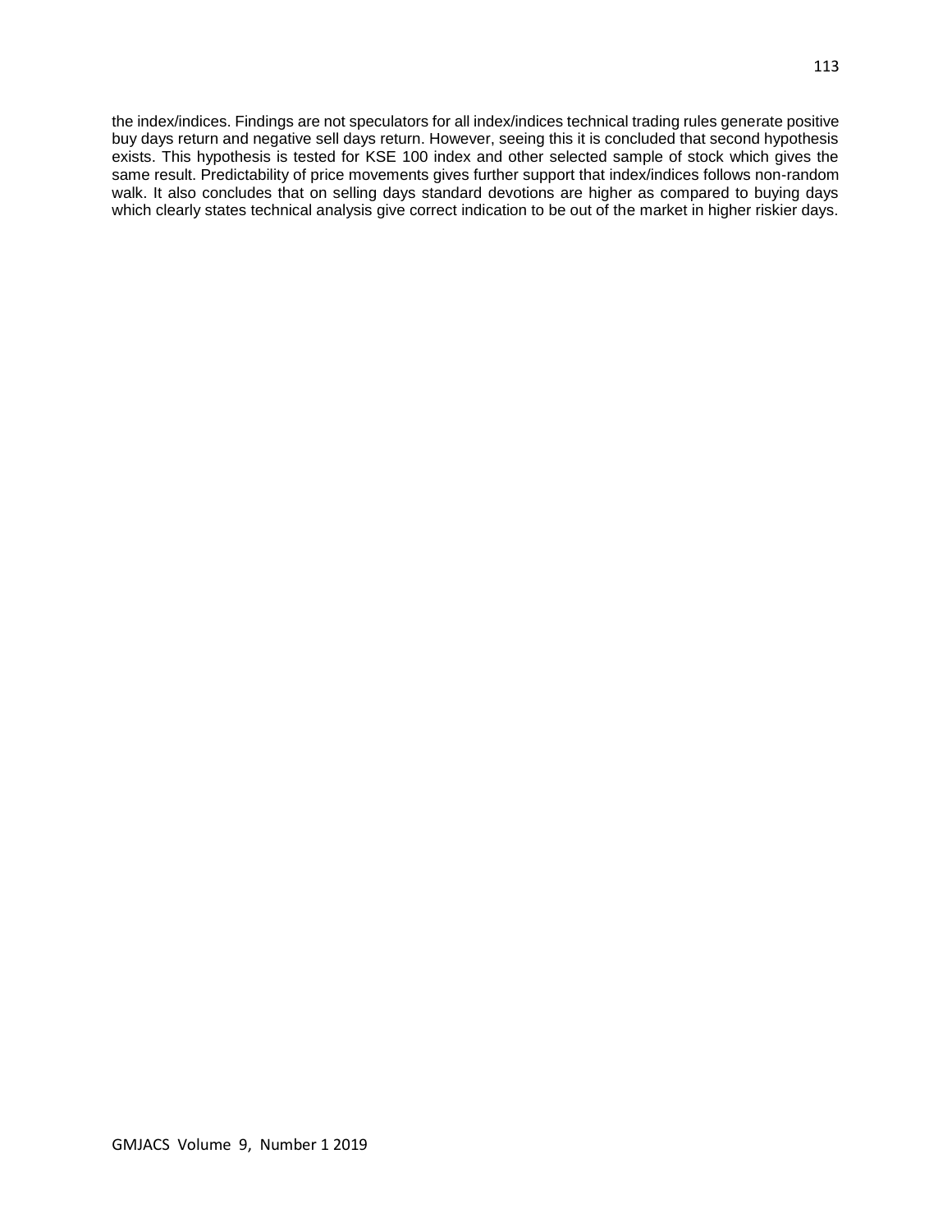the index/indices. Findings are not speculators for all index/indices technical trading rules generate positive buy days return and negative sell days return. However, seeing this it is concluded that second hypothesis exists. This hypothesis is tested for KSE 100 index and other selected sample of stock which gives the same result. Predictability of price movements gives further support that index/indices follows non-random walk. It also concludes that on selling days standard devotions are higher as compared to buying days which clearly states technical analysis give correct indication to be out of the market in higher riskier days.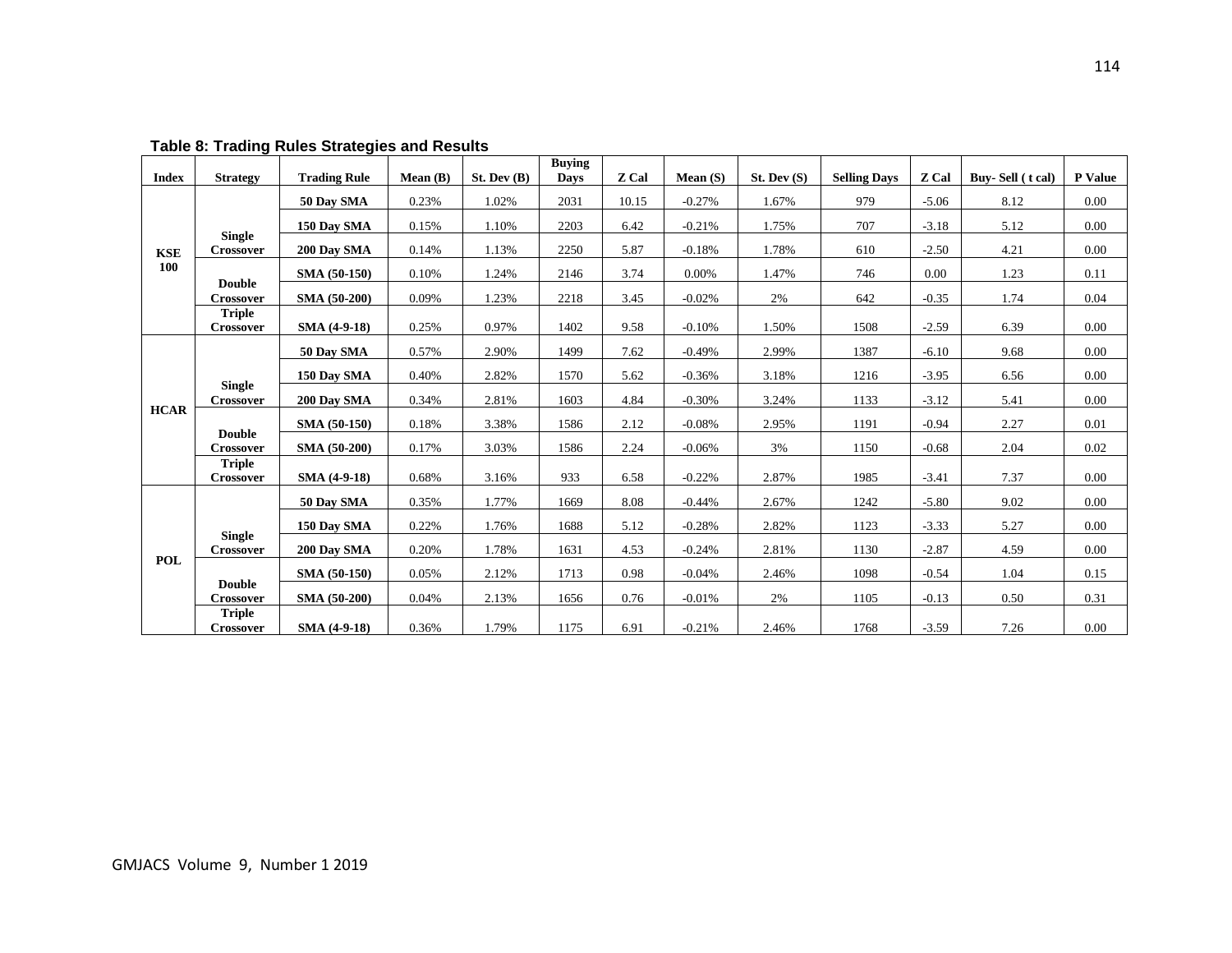**Table 8: Trading Rules Strategies and Results**

| Index | Strategy | Trading Rule | Mean (B) | St. Dev (B) | Buying Days | Z Cal | Mean (S) | St. Dev (S) | Selling Days | Z Cal | Buy- Sell ( t cal) | P Value |
|---|---|---|---|---|---|---|---|---|---|---|---|---|
| KSE 100 | Single Crossover | 50 Day SMA | 0.23% | 1.02% | 2031 | 10.15 | -0.27% | 1.67% | 979 | -5.06 | 8.12 | 0.00 |
| | | 150 Day SMA | 0.15% | 1.10% | 2203 | 6.42 | -0.21% | 1.75% | 707 | -3.18 | 5.12 | 0.00 |
| | | 200 Day SMA | 0.14% | 1.13% | 2250 | 5.87 | -0.18% | 1.78% | 610 | -2.50 | 4.21 | 0.00 |
| | Double Crossover | SMA (50-150) | 0.10% | 1.24% | 2146 | 3.74 | 0.00% | 1.47% | 746 | 0.00 | 1.23 | 0.11 |
| | | SMA (50-200) | 0.09% | 1.23% | 2218 | 3.45 | -0.02% | 2% | 642 | -0.35 | 1.74 | 0.04 |
| | Triple Crossover | SMA (4-9-18) | 0.25% | 0.97% | 1402 | 9.58 | -0.10% | 1.50% | 1508 | -2.59 | 6.39 | 0.00 |
| HCAR | Single Crossover | 50 Day SMA | 0.57% | 2.90% | 1499 | 7.62 | -0.49% | 2.99% | 1387 | -6.10 | 9.68 | 0.00 |
| | | 150 Day SMA | 0.40% | 2.82% | 1570 | 5.62 | -0.36% | 3.18% | 1216 | -3.95 | 6.56 | 0.00 |
| | | 200 Day SMA | 0.34% | 2.81% | 1603 | 4.84 | -0.30% | 3.24% | 1133 | -3.12 | 5.41 | 0.00 |
| | Double Crossover | SMA (50-150) | 0.18% | 3.38% | 1586 | 2.12 | -0.08% | 2.95% | 1191 | -0.94 | 2.27 | 0.01 |
| | | SMA (50-200) | 0.17% | 3.03% | 1586 | 2.24 | -0.06% | 3% | 1150 | -0.68 | 2.04 | 0.02 |
| | Triple Crossover | SMA (4-9-18) | 0.68% | 3.16% | 933 | 6.58 | -0.22% | 2.87% | 1985 | -3.41 | 7.37 | 0.00 |
| POL | Single Crossover | 50 Day SMA | 0.35% | 1.77% | 1669 | 8.08 | -0.44% | 2.67% | 1242 | -5.80 | 9.02 | 0.00 |
| | | 150 Day SMA | 0.22% | 1.76% | 1688 | 5.12 | -0.28% | 2.82% | 1123 | -3.33 | 5.27 | 0.00 |
| | | 200 Day SMA | 0.20% | 1.78% | 1631 | 4.53 | -0.24% | 2.81% | 1130 | -2.87 | 4.59 | 0.00 |
| | Double Crossover | SMA (50-150) | 0.05% | 2.12% | 1713 | 0.98 | -0.04% | 2.46% | 1098 | -0.54 | 1.04 | 0.15 |
| | | SMA (50-200) | 0.04% | 2.13% | 1656 | 0.76 | -0.01% | 2% | 1105 | -0.13 | 0.50 | 0.31 |
| | Triple Crossover | SMA (4-9-18) | 0.36% | 1.79% | 1175 | 6.91 | -0.21% | 2.46% | 1768 | -3.59 | 7.26 | 0.00 |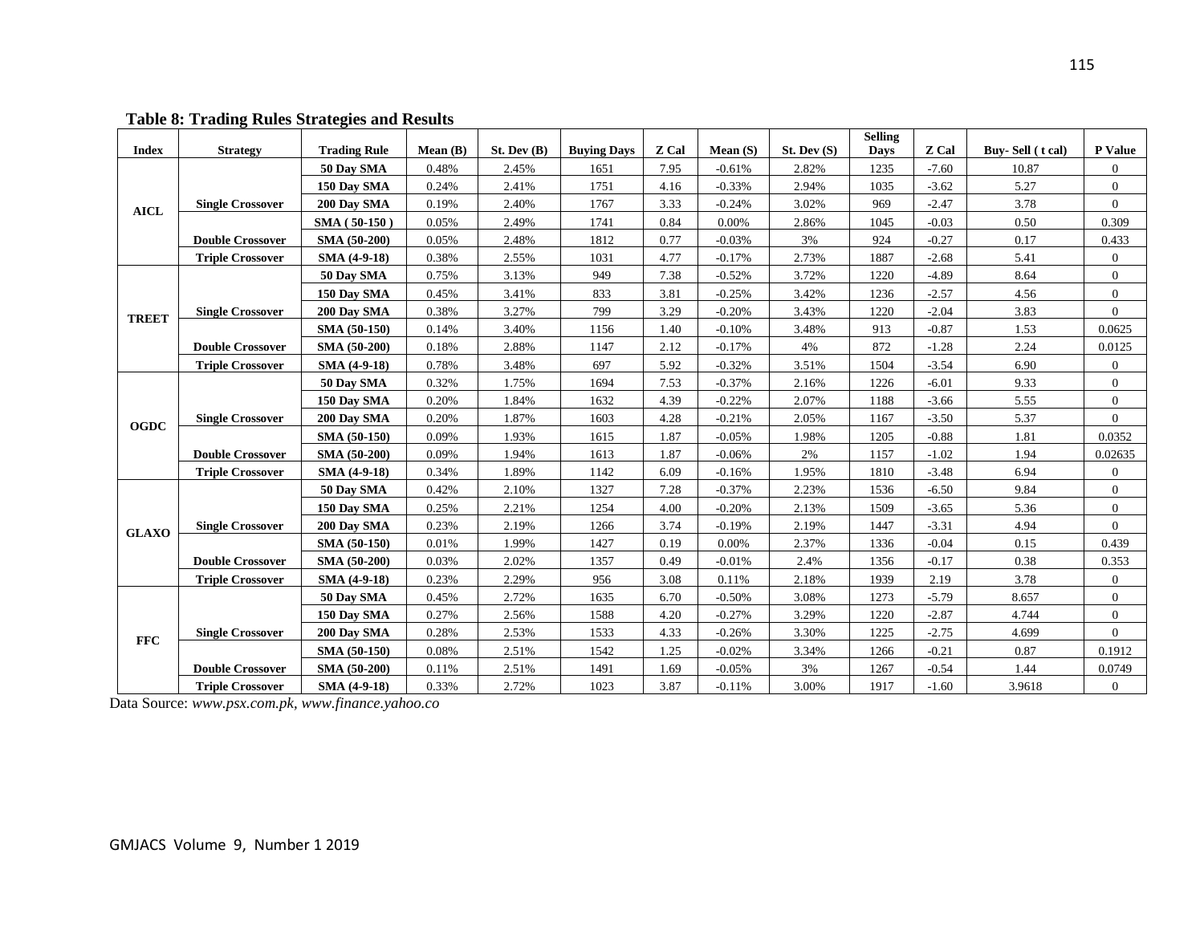**Table 8: Trading Rules Strategies and Results**

| Index | Strategy | Trading Rule | Mean (B) | St. Dev (B) | Buying Days | Z Cal | Mean (S) | St. Dev (S) | Selling Days | Z Cal | Buy- Sell ( t cal) | P Value |
|---|---|---|---|---|---|---|---|---|---|---|---|---|
| AICL | Single Crossover | 50 Day SMA | 0.48% | 2.45% | 1651 | 7.95 | -0.61% | 2.82% | 1235 | -7.60 | 10.87 | 0 |
| | | 150 Day SMA | 0.24% | 2.41% | 1751 | 4.16 | -0.33% | 2.94% | 1035 | -3.62 | 5.27 | 0 |
| | | 200 Day SMA | 0.19% | 2.40% | 1767 | 3.33 | -0.24% | 3.02% | 969 | -2.47 | 3.78 | 0 |
| | Double Crossover | SMA ( 50-150 ) | 0.05% | 2.49% | 1741 | 0.84 | 0.00% | 2.86% | 1045 | -0.03 | 0.50 | 0.309 |
| | | SMA (50-200) | 0.05% | 2.48% | 1812 | 0.77 | -0.03% | 3% | 924 | -0.27 | 0.17 | 0.433 |
| | Triple Crossover | SMA (4-9-18) | 0.38% | 2.55% | 1031 | 4.77 | -0.17% | 2.73% | 1887 | -2.68 | 5.41 | 0 |
| TREET | Single Crossover | 50 Day SMA | 0.75% | 3.13% | 949 | 7.38 | -0.52% | 3.72% | 1220 | -4.89 | 8.64 | 0 |
| | | 150 Day SMA | 0.45% | 3.41% | 833 | 3.81 | -0.25% | 3.42% | 1236 | -2.57 | 4.56 | 0 |
| | | 200 Day SMA | 0.38% | 3.27% | 799 | 3.29 | -0.20% | 3.43% | 1220 | -2.04 | 3.83 | 0 |
| | Double Crossover | SMA (50-150) | 0.14% | 3.40% | 1156 | 1.40 | -0.10% | 3.48% | 913 | -0.87 | 1.53 | 0.0625 |
| | | SMA (50-200) | 0.18% | 2.88% | 1147 | 2.12 | -0.17% | 4% | 872 | -1.28 | 2.24 | 0.0125 |
| | Triple Crossover | SMA (4-9-18) | 0.78% | 3.48% | 697 | 5.92 | -0.32% | 3.51% | 1504 | -3.54 | 6.90 | 0 |
| OGDC | Single Crossover | 50 Day SMA | 0.32% | 1.75% | 1694 | 7.53 | -0.37% | 2.16% | 1226 | -6.01 | 9.33 | 0 |
| | | 150 Day SMA | 0.20% | 1.84% | 1632 | 4.39 | -0.22% | 2.07% | 1188 | -3.66 | 5.55 | 0 |
| | | 200 Day SMA | 0.20% | 1.87% | 1603 | 4.28 | -0.21% | 2.05% | 1167 | -3.50 | 5.37 | 0 |
| | Double Crossover | SMA (50-150) | 0.09% | 1.93% | 1615 | 1.87 | -0.05% | 1.98% | 1205 | -0.88 | 1.81 | 0.0352 |
| | | SMA (50-200) | 0.09% | 1.94% | 1613 | 1.87 | -0.06% | 2% | 1157 | -1.02 | 1.94 | 0.02635 |
| | Triple Crossover | SMA (4-9-18) | 0.34% | 1.89% | 1142 | 6.09 | -0.16% | 1.95% | 1810 | -3.48 | 6.94 | 0 |
| GLAXO | Single Crossover | 50 Day SMA | 0.42% | 2.10% | 1327 | 7.28 | -0.37% | 2.23% | 1536 | -6.50 | 9.84 | 0 |
| | | 150 Day SMA | 0.25% | 2.21% | 1254 | 4.00 | -0.20% | 2.13% | 1509 | -3.65 | 5.36 | 0 |
| | | 200 Day SMA | 0.23% | 2.19% | 1266 | 3.74 | -0.19% | 2.19% | 1447 | -3.31 | 4.94 | 0 |
| | Double Crossover | SMA (50-150) | 0.01% | 1.99% | 1427 | 0.19 | 0.00% | 2.37% | 1336 | -0.04 | 0.15 | 0.439 |
| | | SMA (50-200) | 0.03% | 2.02% | 1357 | 0.49 | -0.01% | 2.4% | 1356 | -0.17 | 0.38 | 0.353 |
| | Triple Crossover | SMA (4-9-18) | 0.23% | 2.29% | 956 | 3.08 | 0.11% | 2.18% | 1939 | 2.19 | 3.78 | 0 |
| FFC | Single Crossover | 50 Day SMA | 0.45% | 2.72% | 1635 | 6.70 | -0.50% | 3.08% | 1273 | -5.79 | 8.657 | 0 |
| | | 150 Day SMA | 0.27% | 2.56% | 1588 | 4.20 | -0.27% | 3.29% | 1220 | -2.87 | 4.744 | 0 |
| | | 200 Day SMA | 0.28% | 2.53% | 1533 | 4.33 | -0.26% | 3.30% | 1225 | -2.75 | 4.699 | 0 |
| | Double Crossover | SMA (50-150) | 0.08% | 2.51% | 1542 | 1.25 | -0.02% | 3.34% | 1266 | -0.21 | 0.87 | 0.1912 |
| | | SMA (50-200) | 0.11% | 2.51% | 1491 | 1.69 | -0.05% | 3% | 1267 | -0.54 | 1.44 | 0.0749 |
| | Triple Crossover | SMA (4-9-18) | 0.33% | 2.72% | 1023 | 3.87 | -0.11% | 3.00% | 1917 | -1.60 | 3.9618 | 0 |

Data Source: *www.psx.com.pk, www.finance.yahoo.co*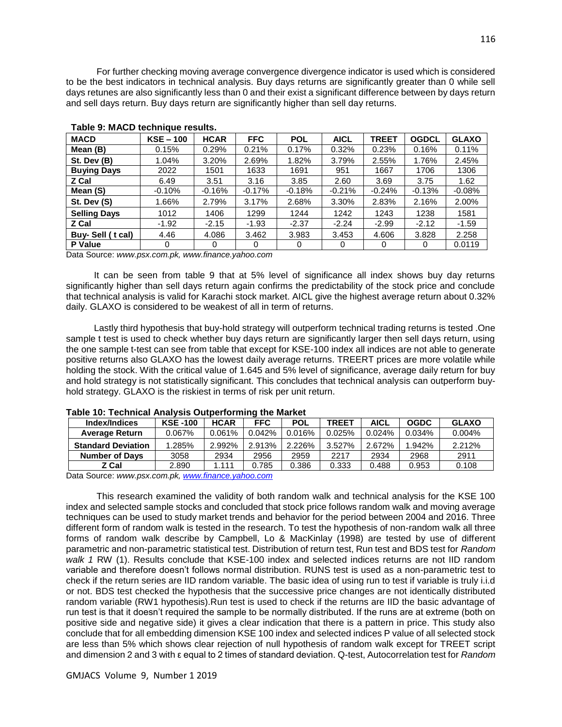For further checking moving average convergence divergence indicator is used which is considered to be the best indicators in technical analysis. Buy days returns are significantly greater than 0 while sell days retunes are also significantly less than 0 and their exist a significant difference between by days return and sell days return. Buy days return are significantly higher than sell day returns.

**Table 9: MACD technique results.**

| MACD | KSE – 100 | HCAR | FFC | POL | AICL | TREET | OGDCL | GLAXO |
|---|---|---|---|---|---|---|---|---|
| Mean (B) | 0.15% | 0.29% | 0.21% | 0.17% | 0.32% | 0.23% | 0.16% | 0.11% |
| St. Dev (B) | 1.04% | 3.20% | 2.69% | 1.82% | 3.79% | 2.55% | 1.76% | 2.45% |
| Buying Days | 2022 | 1501 | 1633 | 1691 | 951 | 1667 | 1706 | 1306 |
| Z Cal | 6.49 | 3.51 | 3.16 | 3.85 | 2.60 | 3.69 | 3.75 | 1.62 |
| Mean (S) | -0.10% | -0.16% | -0.17% | -0.18% | -0.21% | -0.24% | -0.13% | -0.08% |
| St. Dev (S) | 1.66% | 2.79% | 3.17% | 2.68% | 3.30% | 2.83% | 2.16% | 2.00% |
| Selling Days | 1012 | 1406 | 1299 | 1244 | 1242 | 1243 | 1238 | 1581 |
| Z Cal | -1.92 | -2.15 | -1.93 | -2.37 | -2.24 | -2.99 | -2.12 | -1.59 |
| Buy- Sell ( t cal) | 4.46 | 4.086 | 3.462 | 3.983 | 3.453 | 4.606 | 3.828 | 2.258 |
| P Value | 0 | 0 | 0 | 0 | 0 | 0 | 0 | 0.0119 |

Data Source: *www.psx.com.pk, www.finance.yahoo.com*

It can be seen from table 9 that at 5% level of significance all index shows buy day returns significantly higher than sell days return again confirms the predictability of the stock price and conclude that technical analysis is valid for Karachi stock market. AICL give the highest average return about 0.32% daily. GLAXO is considered to be weakest of all in term of returns.

Lastly third hypothesis that buy-hold strategy will outperform technical trading returns is tested .One sample t test is used to check whether buy days return are significantly larger then sell days return, using the one sample t-test can see from table that except for KSE-100 index all indices are not able to generate positive returns also GLAXO has the lowest daily average returns. TREERT prices are more volatile while holding the stock. With the critical value of 1.645 and 5% level of significance, average daily return for buy and hold strategy is not statistically significant. This concludes that technical analysis can outperform buy-hold strategy. GLAXO is the riskiest in terms of risk per unit return.

**Table 10: Technical Analysis Outperforming the Market**

| Index/Indices | KSE -100 | HCAR | FFC | POL | TREET | AICL | OGDC | GLAXO |
|---|---|---|---|---|---|---|---|---|
| Average Return | 0.067% | 0.061% | 0.042% | 0.016% | 0.025% | 0.024% | 0.034% | 0.004% |
| Standard Deviation | 1.285% | 2.992% | 2.913% | 2.226% | 3.527% | 2.672% | 1.942% | 2.212% |
| Number of Days | 3058 | 2934 | 2956 | 2959 | 2217 | 2934 | 2968 | 2911 |
| Z Cal | 2.890 | 1.111 | 0.785 | 0.386 | 0.333 | 0.488 | 0.953 | 0.108 |

Data Source: *www.psx.com.pk, www.finance.yahoo.com*

This research examined the validity of both random walk and technical analysis for the KSE 100 index and selected sample stocks and concluded that stock price follows random walk and moving average techniques can be used to study market trends and behavior for the period between 2004 and 2016. Three different form of random walk is tested in the research. To test the hypothesis of non-random walk all three forms of random walk describe by Campbell, Lo & MacKinlay (1998) are tested by use of different parametric and non-parametric statistical test. Distribution of return test, Run test and BDS test for *Random walk 1* RW (1). Results conclude that KSE-100 index and selected indices returns are not IID random variable and therefore doesn't follows normal distribution. RUNS test is used as a non-parametric test to check if the return series are IID random variable. The basic idea of using run to test if variable is truly i.i.d or not. BDS test checked the hypothesis that the successive price changes are not identically distributed random variable (RW1 hypothesis).Run test is used to check if the returns are IID the basic advantage of run test is that it doesn't required the sample to be normally distributed. If the runs are at extreme (both on positive side and negative side) it gives a clear indication that there is a pattern in price. This study also conclude that for all embedding dimension KSE 100 index and selected indices P value of all selected stock are less than 5% which shows clear rejection of null hypothesis of random walk except for TREET script and dimension 2 and 3 with ε equal to 2 times of standard deviation. Q-test, Autocorrelation test for *Random*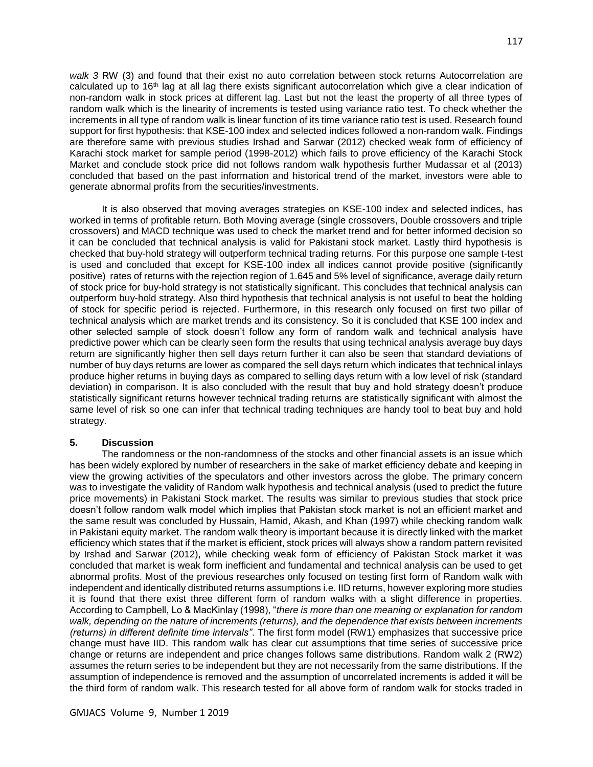*walk 3* RW (3) and found that their exist no auto correlation between stock returns Autocorrelation are calculated up to 16th lag at all lag there exists significant autocorrelation which give a clear indication of non-random walk in stock prices at different lag. Last but not the least the property of all three types of random walk which is the linearity of increments is tested using variance ratio test. To check whether the increments in all type of random walk is linear function of its time variance ratio test is used. Research found support for first hypothesis: that KSE-100 index and selected indices followed a non-random walk. Findings are therefore same with previous studies Irshad and Sarwar (2012) checked weak form of efficiency of Karachi stock market for sample period (1998-2012) which fails to prove efficiency of the Karachi Stock Market and conclude stock price did not follows random walk hypothesis further Mudassar et al (2013) concluded that based on the past information and historical trend of the market, investors were able to generate abnormal profits from the securities/investments.

It is also observed that moving averages strategies on KSE-100 index and selected indices, has worked in terms of profitable return. Both Moving average (single crossovers, Double crossovers and triple crossovers) and MACD technique was used to check the market trend and for better informed decision so it can be concluded that technical analysis is valid for Pakistani stock market. Lastly third hypothesis is checked that buy-hold strategy will outperform technical trading returns. For this purpose one sample t-test is used and concluded that except for KSE-100 index all indices cannot provide positive (significantly positive) rates of returns with the rejection region of 1.645 and 5% level of significance, average daily return of stock price for buy-hold strategy is not statistically significant. This concludes that technical analysis can outperform buy-hold strategy. Also third hypothesis that technical analysis is not useful to beat the holding of stock for specific period is rejected. Furthermore, in this research only focused on first two pillar of technical analysis which are market trends and its consistency. So it is concluded that KSE 100 index and other selected sample of stock doesn't follow any form of random walk and technical analysis have predictive power which can be clearly seen form the results that using technical analysis average buy days return are significantly higher then sell days return further it can also be seen that standard deviations of number of buy days returns are lower as compared the sell days return which indicates that technical inlays produce higher returns in buying days as compared to selling days return with a low level of risk (standard deviation) in comparison. It is also concluded with the result that buy and hold strategy doesn't produce statistically significant returns however technical trading returns are statistically significant with almost the same level of risk so one can infer that technical trading techniques are handy tool to beat buy and hold strategy.

## 5. Discussion

The randomness or the non-randomness of the stocks and other financial assets is an issue which has been widely explored by number of researchers in the sake of market efficiency debate and keeping in view the growing activities of the speculators and other investors across the globe. The primary concern was to investigate the validity of Random walk hypothesis and technical analysis (used to predict the future price movements) in Pakistani Stock market. The results was similar to previous studies that stock price doesn't follow random walk model which implies that Pakistan stock market is not an efficient market and the same result was concluded by Hussain, Hamid, Akash, and Khan (1997) while checking random walk in Pakistani equity market. The random walk theory is important because it is directly linked with the market efficiency which states that if the market is efficient, stock prices will always show a random pattern revisited by Irshad and Sarwar (2012), while checking weak form of efficiency of Pakistan Stock market it was concluded that market is weak form inefficient and fundamental and technical analysis can be used to get abnormal profits. Most of the previous researches only focused on testing first form of Random walk with independent and identically distributed returns assumptions i.e. IID returns, however exploring more studies it is found that there exist three different form of random walks with a slight difference in properties. According to Campbell, Lo & MacKinlay (1998), "*there is more than one meaning or explanation for random walk, depending on the nature of increments (returns), and the dependence that exists between increments (returns) in different definite time intervals"*. The first form model (RW1) emphasizes that successive price change must have IID. This random walk has clear cut assumptions that time series of successive price change or returns are independent and price changes follows same distributions. Random walk 2 (RW2) assumes the return series to be independent but they are not necessarily from the same distributions. If the assumption of independence is removed and the assumption of uncorrelated increments is added it will be the third form of random walk. This research tested for all above form of random walk for stocks traded in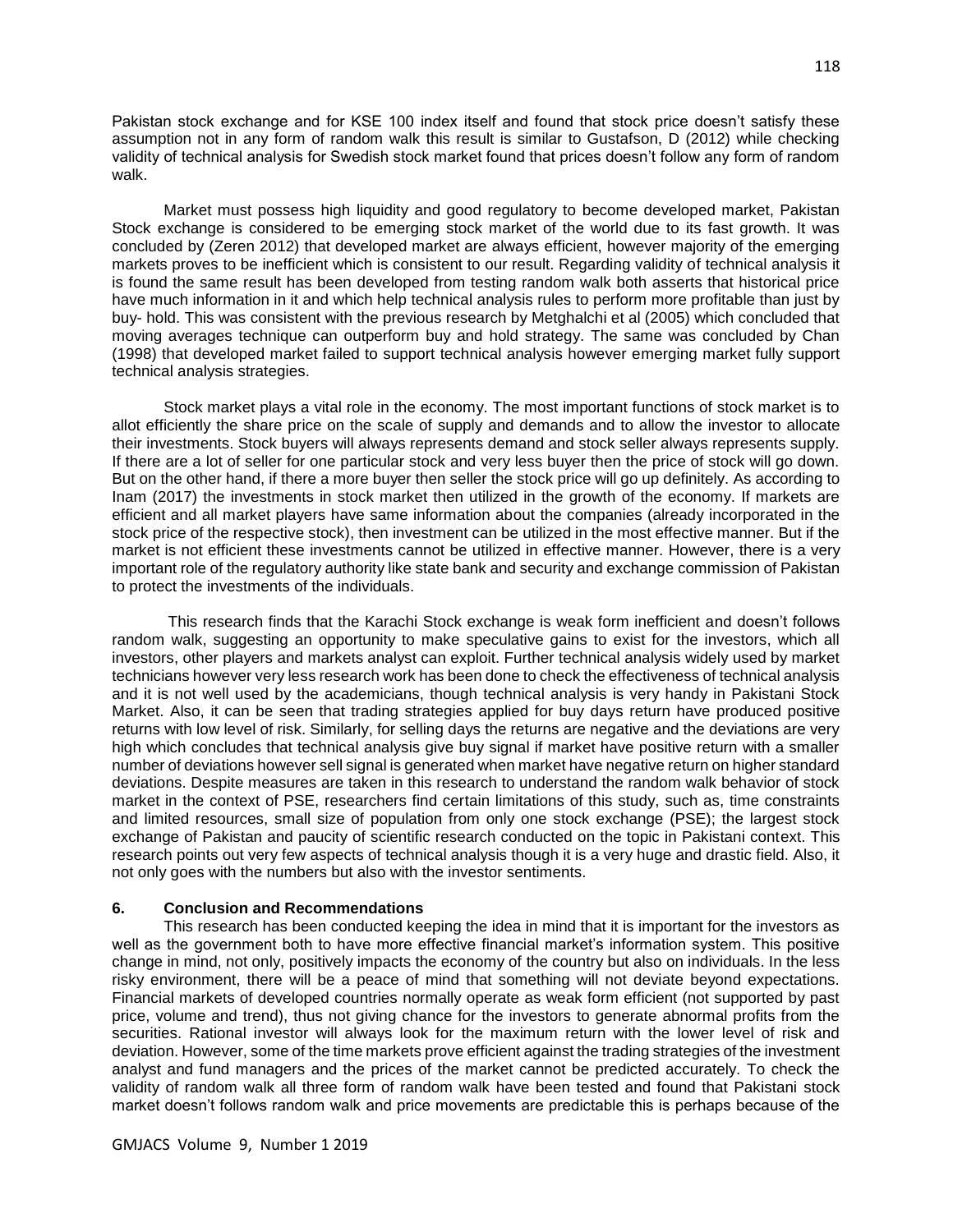Pakistan stock exchange and for KSE 100 index itself and found that stock price doesn't satisfy these assumption not in any form of random walk this result is similar to Gustafson, D (2012) while checking validity of technical analysis for Swedish stock market found that prices doesn't follow any form of random walk.

Market must possess high liquidity and good regulatory to become developed market, Pakistan Stock exchange is considered to be emerging stock market of the world due to its fast growth. It was concluded by (Zeren 2012) that developed market are always efficient, however majority of the emerging markets proves to be inefficient which is consistent to our result. Regarding validity of technical analysis it is found the same result has been developed from testing random walk both asserts that historical price have much information in it and which help technical analysis rules to perform more profitable than just by buy- hold. This was consistent with the previous research by Metghalchi et al (2005) which concluded that moving averages technique can outperform buy and hold strategy. The same was concluded by Chan (1998) that developed market failed to support technical analysis however emerging market fully support technical analysis strategies.

Stock market plays a vital role in the economy. The most important functions of stock market is to allot efficiently the share price on the scale of supply and demands and to allow the investor to allocate their investments. Stock buyers will always represents demand and stock seller always represents supply. If there are a lot of seller for one particular stock and very less buyer then the price of stock will go down. But on the other hand, if there a more buyer then seller the stock price will go up definitely. As according to Inam (2017) the investments in stock market then utilized in the growth of the economy. If markets are efficient and all market players have same information about the companies (already incorporated in the stock price of the respective stock), then investment can be utilized in the most effective manner. But if the market is not efficient these investments cannot be utilized in effective manner. However, there is a very important role of the regulatory authority like state bank and security and exchange commission of Pakistan to protect the investments of the individuals.

This research finds that the Karachi Stock exchange is weak form inefficient and doesn't follows random walk, suggesting an opportunity to make speculative gains to exist for the investors, which all investors, other players and markets analyst can exploit. Further technical analysis widely used by market technicians however very less research work has been done to check the effectiveness of technical analysis and it is not well used by the academicians, though technical analysis is very handy in Pakistani Stock Market. Also, it can be seen that trading strategies applied for buy days return have produced positive returns with low level of risk. Similarly, for selling days the returns are negative and the deviations are very high which concludes that technical analysis give buy signal if market have positive return with a smaller number of deviations however sell signal is generated when market have negative return on higher standard deviations. Despite measures are taken in this research to understand the random walk behavior of stock market in the context of PSE, researchers find certain limitations of this study, such as, time constraints and limited resources, small size of population from only one stock exchange (PSE); the largest stock exchange of Pakistan and paucity of scientific research conducted on the topic in Pakistani context. This research points out very few aspects of technical analysis though it is a very huge and drastic field. Also, it not only goes with the numbers but also with the investor sentiments.

## 6. Conclusion and Recommendations

This research has been conducted keeping the idea in mind that it is important for the investors as well as the government both to have more effective financial market's information system. This positive change in mind, not only, positively impacts the economy of the country but also on individuals. In the less risky environment, there will be a peace of mind that something will not deviate beyond expectations. Financial markets of developed countries normally operate as weak form efficient (not supported by past price, volume and trend), thus not giving chance for the investors to generate abnormal profits from the securities. Rational investor will always look for the maximum return with the lower level of risk and deviation. However, some of the time markets prove efficient against the trading strategies of the investment analyst and fund managers and the prices of the market cannot be predicted accurately. To check the validity of random walk all three form of random walk have been tested and found that Pakistani stock market doesn't follows random walk and price movements are predictable this is perhaps because of the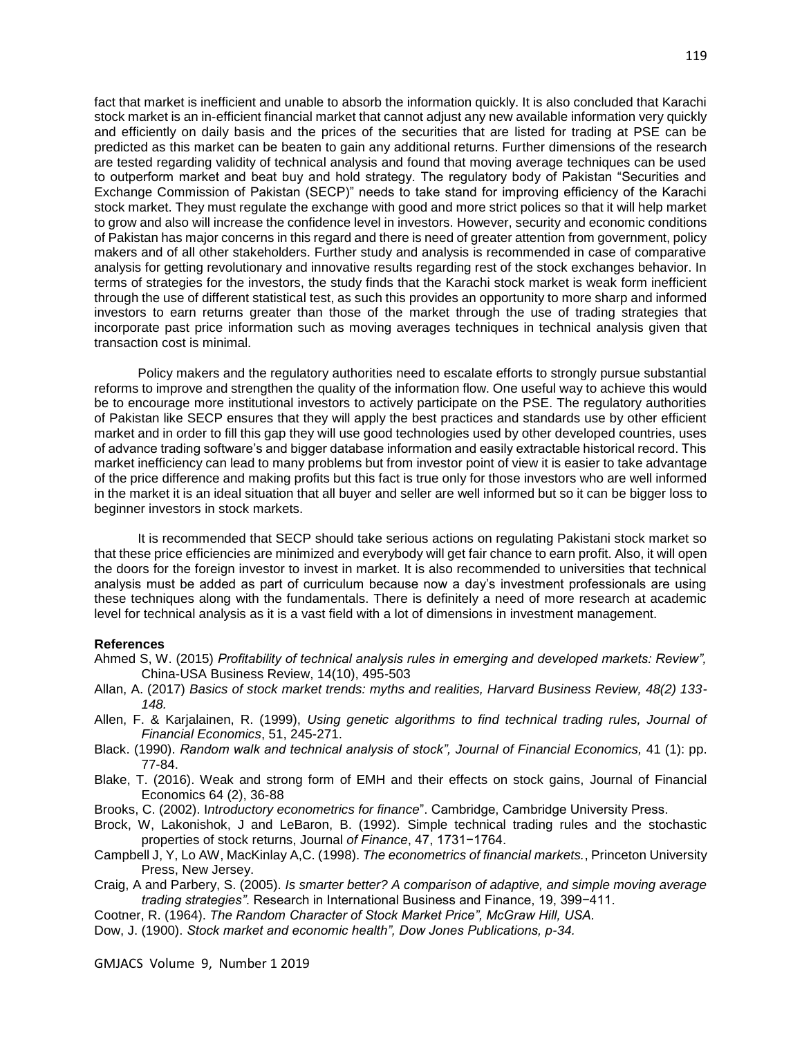fact that market is inefficient and unable to absorb the information quickly. It is also concluded that Karachi stock market is an in-efficient financial market that cannot adjust any new available information very quickly and efficiently on daily basis and the prices of the securities that are listed for trading at PSE can be predicted as this market can be beaten to gain any additional returns. Further dimensions of the research are tested regarding validity of technical analysis and found that moving average techniques can be used to outperform market and beat buy and hold strategy. The regulatory body of Pakistan "Securities and Exchange Commission of Pakistan (SECP)" needs to take stand for improving efficiency of the Karachi stock market. They must regulate the exchange with good and more strict polices so that it will help market to grow and also will increase the confidence level in investors. However, security and economic conditions of Pakistan has major concerns in this regard and there is need of greater attention from government, policy makers and of all other stakeholders. Further study and analysis is recommended in case of comparative analysis for getting revolutionary and innovative results regarding rest of the stock exchanges behavior. In terms of strategies for the investors, the study finds that the Karachi stock market is weak form inefficient through the use of different statistical test, as such this provides an opportunity to more sharp and informed investors to earn returns greater than those of the market through the use of trading strategies that incorporate past price information such as moving averages techniques in technical analysis given that transaction cost is minimal.

Policy makers and the regulatory authorities need to escalate efforts to strongly pursue substantial reforms to improve and strengthen the quality of the information flow. One useful way to achieve this would be to encourage more institutional investors to actively participate on the PSE. The regulatory authorities of Pakistan like SECP ensures that they will apply the best practices and standards use by other efficient market and in order to fill this gap they will use good technologies used by other developed countries, uses of advance trading software's and bigger database information and easily extractable historical record. This market inefficiency can lead to many problems but from investor point of view it is easier to take advantage of the price difference and making profits but this fact is true only for those investors who are well informed in the market it is an ideal situation that all buyer and seller are well informed but so it can be bigger loss to beginner investors in stock markets.

It is recommended that SECP should take serious actions on regulating Pakistani stock market so that these price efficiencies are minimized and everybody will get fair chance to earn profit. Also, it will open the doors for the foreign investor to invest in market. It is also recommended to universities that technical analysis must be added as part of curriculum because now a day's investment professionals are using these techniques along with the fundamentals. There is definitely a need of more research at academic level for technical analysis as it is a vast field with a lot of dimensions in investment management.

**References**

Ahmed S, W. (2015) *Profitability of technical analysis rules in emerging and developed markets: Review",* China-USA Business Review, 14(10), 495-503

Allan, A. (2017) *Basics of stock market trends: myths and realities, Harvard Business Review, 48(2) 133-148.*

Allen, F. & Karjalainen, R. (1999), *Using genetic algorithms to find technical trading rules, Journal of Financial Economics*, 51, 245-271.

Black. (1990). *Random walk and technical analysis of stock", Journal of Financial Economics,* 41 (1): pp. 77-84.

Blake, T. (2016). Weak and strong form of EMH and their effects on stock gains, Journal of Financial Economics 64 (2), 36-88

Brooks, C. (2002). I*ntroductory econometrics for finance*". Cambridge, Cambridge University Press.

Brock, W, Lakonishok, J and LeBaron, B. (1992). Simple technical trading rules and the stochastic properties of stock returns, Journal *of Finance*, 47, 1731−1764.

Campbell J, Y, Lo AW, MacKinlay A,C. (1998). *The econometrics of financial markets.*, Princeton University Press, New Jersey.

Craig, A and Parbery, S. (2005). *Is smarter better? A comparison of adaptive, and simple moving average trading strategies"*. Research in International Business and Finance, 19, 399−411.

Cootner, R. (1964). *The Random Character of Stock Market Price", McGraw Hill, USA.*

Dow, J. (1900). *Stock market and economic health", Dow Jones Publications, p-34.*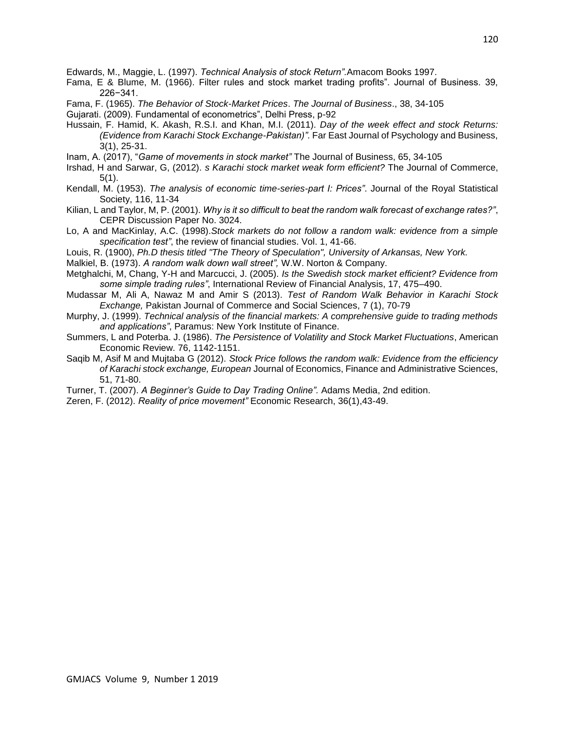Edwards, M., Maggie, L. (1997). *Technical Analysis of stock Return".*Amacom Books 1997.

Fama, E & Blume, M. (1966). Filter rules and stock market trading profits". Journal of Business. 39, 226−341.

Fama, F. (1965). *The Behavior of Stock-Market Prices*. *The Journal of Business*., 38, 34-105

Gujarati. (2009). Fundamental of econometrics", Delhi Press, p-92

Hussain, F. Hamid, K. Akash, R.S.I. and Khan, M.I. (2011). *Day of the week effect and stock Returns: (Evidence from Karachi Stock Exchange-Pakistan)".* Far East Journal of Psychology and Business, 3(1), 25-31.

Inam, A. (2017), "*Game of movements in stock market"* The Journal of Business, 65, 34-105

Irshad, H and Sarwar, G, (2012). *s Karachi stock market weak form efficient?* The Journal of Commerce, 5(1).

Kendall, M. (1953). *The analysis of economic time-series-part I: Prices"*. Journal of the Royal Statistical Society, 116, 11-34

Kilian, L and Taylor, M, P. (2001). *Why is it so difficult to beat the random walk forecast of exchange rates?"*, CEPR Discussion Paper No. 3024.

Lo, A and MacKinlay, A.C. (1998).*Stock markets do not follow a random walk: evidence from a simple specification test"*, the review of financial studies. Vol. 1, 41-66.

Louis, R. (1900), *Ph.D thesis titled "The Theory of Speculation", University of Arkansas, New York.*

Malkiel, B. (1973). *A random walk down wall street",* W.W. Norton & Company.

Metghalchi, M, Chang, Y-H and Marcucci, J. (2005). *Is the Swedish stock market efficient? Evidence from some simple trading rules"*, International Review of Financial Analysis, 17, 475–490.

Mudassar M, Ali A, Nawaz M and Amir S (2013). *Test of Random Walk Behavior in Karachi Stock Exchange,* Pakistan Journal of Commerce and Social Sciences, 7 (1), 70-79

Murphy, J. (1999). *Technical analysis of the financial markets: A comprehensive guide to trading methods and applications"*, Paramus: New York Institute of Finance.

Summers, L and Poterba. J. (1986). *The Persistence of Volatility and Stock Market Fluctuations*, American Economic Review. 76, 1142-1151.

Saqib M, Asif M and Mujtaba G (2012). *Stock Price follows the random walk: Evidence from the efficiency of Karachi stock exchange, European* Journal of Economics, Finance and Administrative Sciences, 51, 71-80.

Turner, T. (2007). *A Beginner's Guide to Day Trading Online".* Adams Media, 2nd edition.

Zeren, F. (2012). *Reality of price movement"* Economic Research, 36(1),43-49.